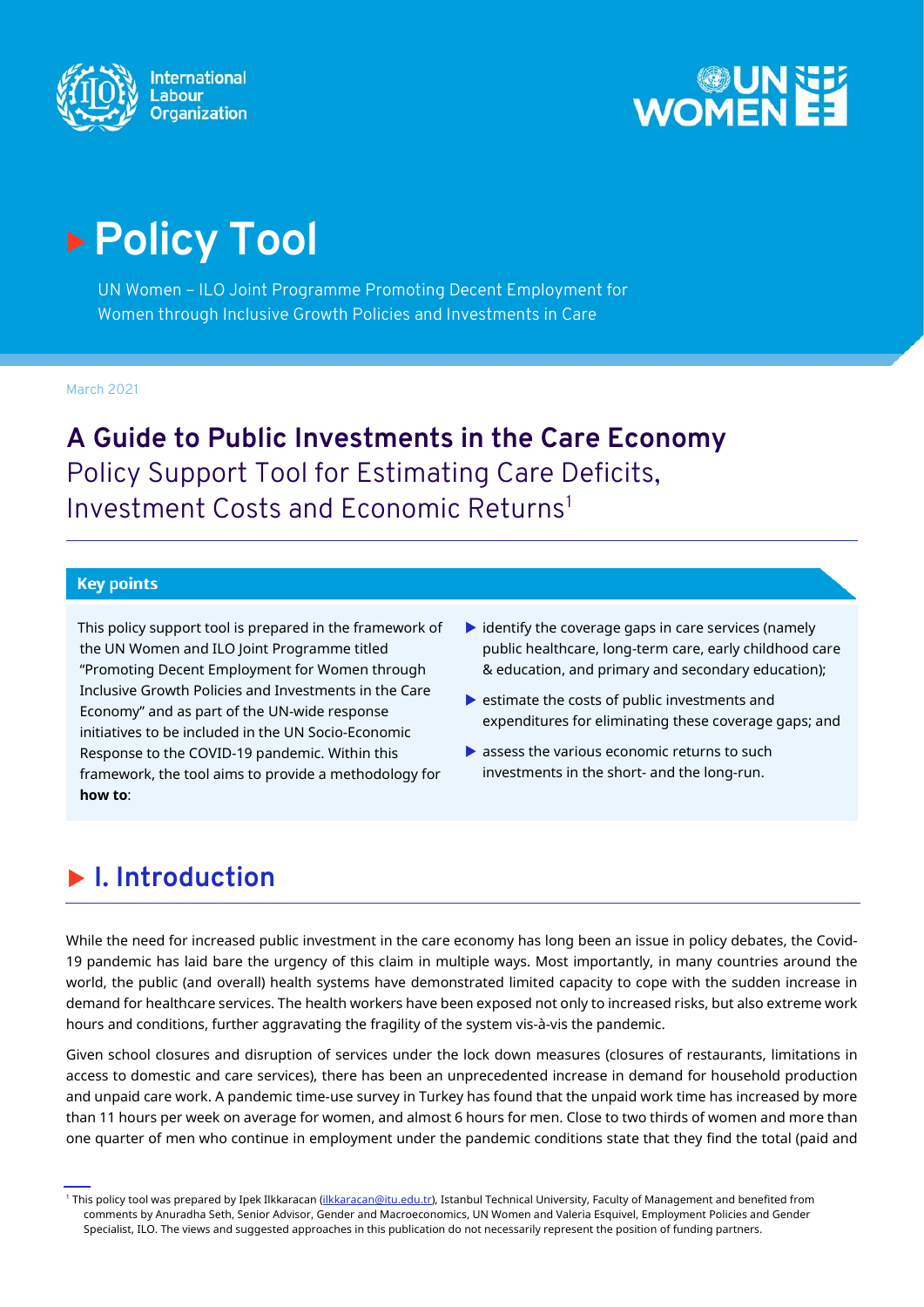# Policy Tool

UN Women – ILO Joint Programme Promoting Decent Employment for Women through Inclusive Growth Policies and Investments in Care

March 2021

## A Guide to Public Investments in the Care Economy

Policy Support Tool for Estimating Care Deficits, Investment Costs and Economic Returns[1]

### Key points

This policy support tool is prepared in the framework of the UN Women and ILO Joint Programme titled "Promoting Decent Employment for Women through Inclusive Growth Policies and Investments in the Care Economy" and as part of the UN-wide response initiatives to be included in the UN Socio-Economic Response to the COVID-19 pandemic. Within this framework, the tool aims to provide a methodology for **how to**:

- identify the coverage gaps in care services (namely public healthcare, long-term care, early childhood care & education, and primary and secondary education);
- estimate the costs of public investments and expenditures for eliminating these coverage gaps; and
- assess the various economic returns to such investments in the short- and the long-run.

## I. Introduction

While the need for increased public investment in the care economy has long been an issue in policy debates, the Covid-19 pandemic has laid bare the urgency of this claim in multiple ways. Most importantly, in many countries around the world, the public (and overall) health systems have demonstrated limited capacity to cope with the sudden increase in demand for healthcare services. The health workers have been exposed not only to increased risks, but also extreme work hours and conditions, further aggravating the fragility of the system vis-à-vis the pandemic.

Given school closures and disruption of services under the lock down measures (closures of restaurants, limitations in access to domestic and care services), there has been an unprecedented increase in demand for household production and unpaid care work. A pandemic time-use survey in Turkey has found that the unpaid work time has increased by more than 11 hours per week on average for women, and almost 6 hours for men. Close to two thirds of women and more than one quarter of men who continue in employment under the pandemic conditions state that they find the total (paid and

[1] This policy tool was prepared by Ipek Ilkkaracan (ilkkaracan@itu.edu.tr), Istanbul Technical University, Faculty of Management and benefited from comments by Anuradha Seth, Senior Advisor, Gender and Macroeconomics, UN Women and Valeria Esquivel, Employment Policies and Gender Specialist, ILO. The views and suggested approaches in this publication do not necessarily represent the position of funding partners.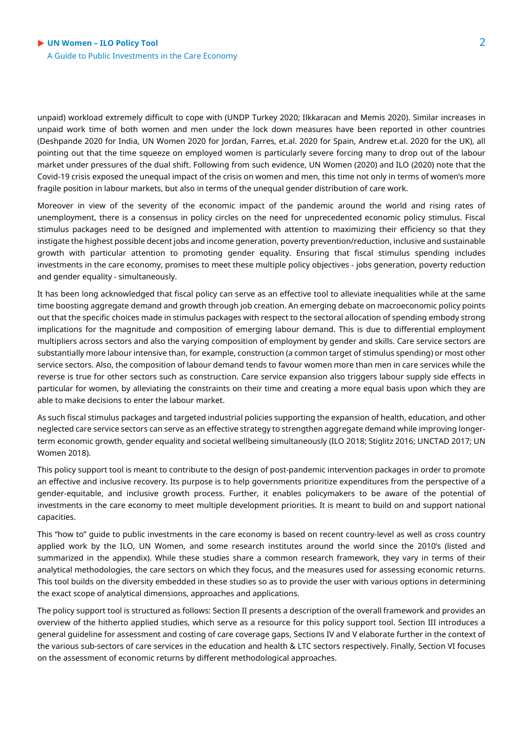unpaid) workload extremely difficult to cope with (UNDP Turkey 2020; Ilkkaracan and Memis 2020). Similar increases in unpaid work time of both women and men under the lock down measures have been reported in other countries (Deshpande 2020 for India, UN Women 2020 for Jordan, Farres, et.al. 2020 for Spain, Andrew et.al. 2020 for the UK), all pointing out that the time squeeze on employed women is particularly severe forcing many to drop out of the labour market under pressures of the dual shift. Following from such evidence, UN Women (2020) and ILO (2020) note that the Covid-19 crisis exposed the unequal impact of the crisis on women and men, this time not only in terms of women's more fragile position in labour markets, but also in terms of the unequal gender distribution of care work.

Moreover in view of the severity of the economic impact of the pandemic around the world and rising rates of unemployment, there is a consensus in policy circles on the need for unprecedented economic policy stimulus. Fiscal stimulus packages need to be designed and implemented with attention to maximizing their efficiency so that they instigate the highest possible decent jobs and income generation, poverty prevention/reduction, inclusive and sustainable growth with particular attention to promoting gender equality. Ensuring that fiscal stimulus spending includes investments in the care economy, promises to meet these multiple policy objectives - jobs generation, poverty reduction and gender equality - simultaneously.

It has been long acknowledged that fiscal policy can serve as an effective tool to alleviate inequalities while at the same time boosting aggregate demand and growth through job creation. An emerging debate on macroeconomic policy points out that the specific choices made in stimulus packages with respect to the sectoral allocation of spending embody strong implications for the magnitude and composition of emerging labour demand. This is due to differential employment multipliers across sectors and also the varying composition of employment by gender and skills. Care service sectors are substantially more labour intensive than, for example, construction (a common target of stimulus spending) or most other service sectors. Also, the composition of labour demand tends to favour women more than men in care services while the reverse is true for other sectors such as construction. Care service expansion also triggers labour supply side effects in particular for women, by alleviating the constraints on their time and creating a more equal basis upon which they are able to make decisions to enter the labour market.

As such fiscal stimulus packages and targeted industrial policies supporting the expansion of health, education, and other neglected care service sectors can serve as an effective strategy to strengthen aggregate demand while improving longer-term economic growth, gender equality and societal wellbeing simultaneously (ILO 2018; Stiglitz 2016; UNCTAD 2017; UN Women 2018).

This policy support tool is meant to contribute to the design of post-pandemic intervention packages in order to promote an effective and inclusive recovery. Its purpose is to help governments prioritize expenditures from the perspective of a gender-equitable, and inclusive growth process. Further, it enables policymakers to be aware of the potential of investments in the care economy to meet multiple development priorities. It is meant to build on and support national capacities.

This "how to" guide to public investments in the care economy is based on recent country-level as well as cross country applied work by the ILO, UN Women, and some research institutes around the world since the 2010's (listed and summarized in the appendix). While these studies share a common research framework, they vary in terms of their analytical methodologies, the care sectors on which they focus, and the measures used for assessing economic returns. This tool builds on the diversity embedded in these studies so as to provide the user with various options in determining the exact scope of analytical dimensions, approaches and applications.

The policy support tool is structured as follows: Section II presents a description of the overall framework and provides an overview of the hitherto applied studies, which serve as a resource for this policy support tool. Section III introduces a general guideline for assessment and costing of care coverage gaps, Sections IV and V elaborate further in the context of the various sub-sectors of care services in the education and health & LTC sectors respectively. Finally, Section VI focuses on the assessment of economic returns by different methodological approaches.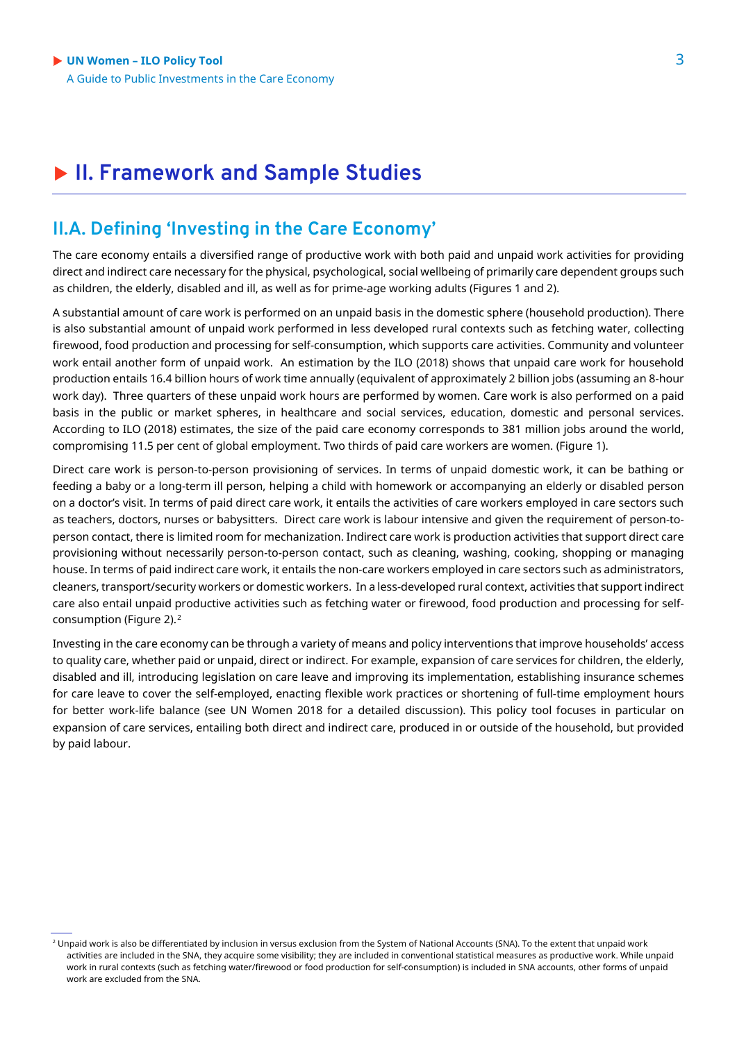# II. Framework and Sample Studies

## II.A. Defining 'Investing in the Care Economy'

The care economy entails a diversified range of productive work with both paid and unpaid work activities for providing direct and indirect care necessary for the physical, psychological, social wellbeing of primarily care dependent groups such as children, the elderly, disabled and ill, as well as for prime-age working adults (Figures 1 and 2).

A substantial amount of care work is performed on an unpaid basis in the domestic sphere (household production). There is also substantial amount of unpaid work performed in less developed rural contexts such as fetching water, collecting firewood, food production and processing for self-consumption, which supports care activities. Community and volunteer work entail another form of unpaid work. An estimation by the ILO (2018) shows that unpaid care work for household production entails 16.4 billion hours of work time annually (equivalent of approximately 2 billion jobs (assuming an 8-hour work day). Three quarters of these unpaid work hours are performed by women. Care work is also performed on a paid basis in the public or market spheres, in healthcare and social services, education, domestic and personal services. According to ILO (2018) estimates, the size of the paid care economy corresponds to 381 million jobs around the world, compromising 11.5 per cent of global employment. Two thirds of paid care workers are women. (Figure 1).

Direct care work is person-to-person provisioning of services. In terms of unpaid domestic work, it can be bathing or feeding a baby or a long-term ill person, helping a child with homework or accompanying an elderly or disabled person on a doctor's visit. In terms of paid direct care work, it entails the activities of care workers employed in care sectors such as teachers, doctors, nurses or babysitters. Direct care work is labour intensive and given the requirement of person-to-person contact, there is limited room for mechanization. Indirect care work is production activities that support direct care provisioning without necessarily person-to-person contact, such as cleaning, washing, cooking, shopping or managing house. In terms of paid indirect care work, it entails the non-care workers employed in care sectors such as administrators, cleaners, transport/security workers or domestic workers. In a less-developed rural context, activities that support indirect care also entail unpaid productive activities such as fetching water or firewood, food production and processing for self-consumption (Figure 2).[2]

Investing in the care economy can be through a variety of means and policy interventions that improve households' access to quality care, whether paid or unpaid, direct or indirect. For example, expansion of care services for children, the elderly, disabled and ill, introducing legislation on care leave and improving its implementation, establishing insurance schemes for care leave to cover the self-employed, enacting flexible work practices or shortening of full-time employment hours for better work-life balance (see UN Women 2018 for a detailed discussion). This policy tool focuses in particular on expansion of care services, entailing both direct and indirect care, produced in or outside of the household, but provided by paid labour.

---

[2] Unpaid work is also be differentiated by inclusion in versus exclusion from the System of National Accounts (SNA). To the extent that unpaid work activities are included in the SNA, they acquire some visibility; they are included in conventional statistical measures as productive work. While unpaid work in rural contexts (such as fetching water/firewood or food production for self-consumption) is included in SNA accounts, other forms of unpaid work are excluded from the SNA.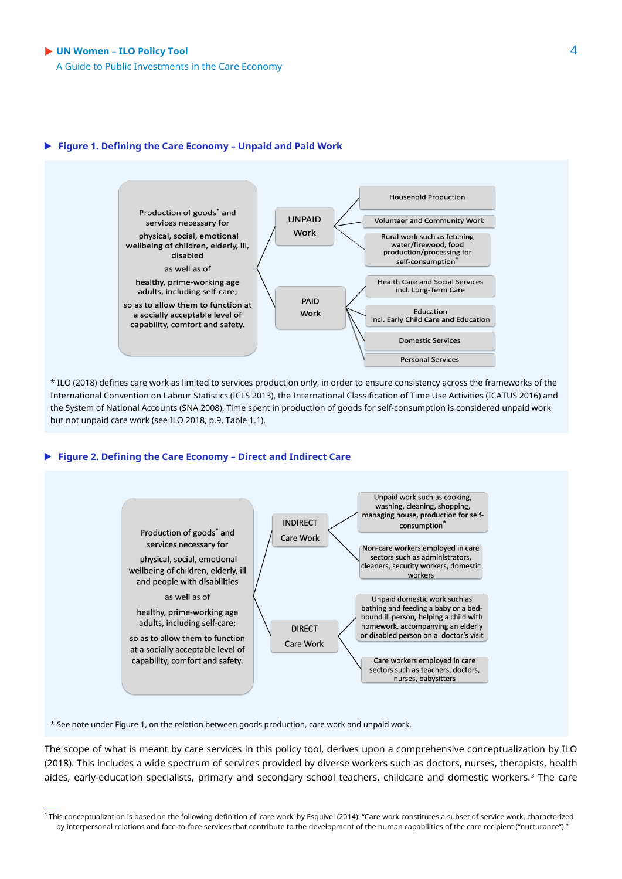### Figure 1. Defining the Care Economy – Unpaid and Paid Work

Production of goods* and services necessary for physical, social, emotional wellbeing of children, elderly, ill, disabled as well as of healthy, prime-working age adults, including self-care; so as to allow them to function at a socially acceptable level of capability, comfort and safety.

- UNPAID Work
  - Household Production
  - Volunteer and Community Work
  - Rural work such as fetching water/firewood, food production/processing for self-consumption*
- PAID Work
  - Health Care and Social Services incl. Long-Term Care
  - Education incl. Early Child Care and Education
  - Domestic Services
  - Personal Services

* ILO (2018) defines care work as limited to services production only, in order to ensure consistency across the frameworks of the International Convention on Labour Statistics (ICLS 2013), the International Classification of Time Use Activities (ICATUS 2016) and the System of National Accounts (SNA 2008). Time spent in production of goods for self-consumption is considered unpaid work but not unpaid care work (see ILO 2018, p.9, Table 1.1).

### Figure 2. Defining the Care Economy – Direct and Indirect Care

Production of goods* and services necessary for physical, social, emotional wellbeing of children, elderly, ill and people with disabilities as well as of healthy, prime-working age adults, including self-care; so as to allow them to function at a socially acceptable level of capability, comfort and safety.

- INDIRECT Care Work
  - Unpaid work such as cooking, washing, cleaning, shopping, managing house, production for self-consumption*
  - Non-care workers employed in care sectors such as administrators, cleaners, security workers, domestic workers
- DIRECT Care Work
  - Unpaid domestic work such as bathing and feeding a baby or a bed-bound ill person, helping a child with homework, accompanying an elderly or disabled person on a doctor's visit
  - Care workers employed in care sectors such as teachers, doctors, nurses, babysitters

* See note under Figure 1, on the relation between goods production, care work and unpaid work.

The scope of what is meant by care services in this policy tool, derives upon a comprehensive conceptualization by ILO (2018). This includes a wide spectrum of services provided by diverse workers such as doctors, nurses, therapists, health aides, early-education specialists, primary and secondary school teachers, childcare and domestic workers.[3] The care

[3] This conceptualization is based on the following definition of 'care work' by Esquivel (2014): "Care work constitutes a subset of service work, characterized by interpersonal relations and face-to-face services that contribute to the development of the human capabilities of the care recipient ("nurturance")."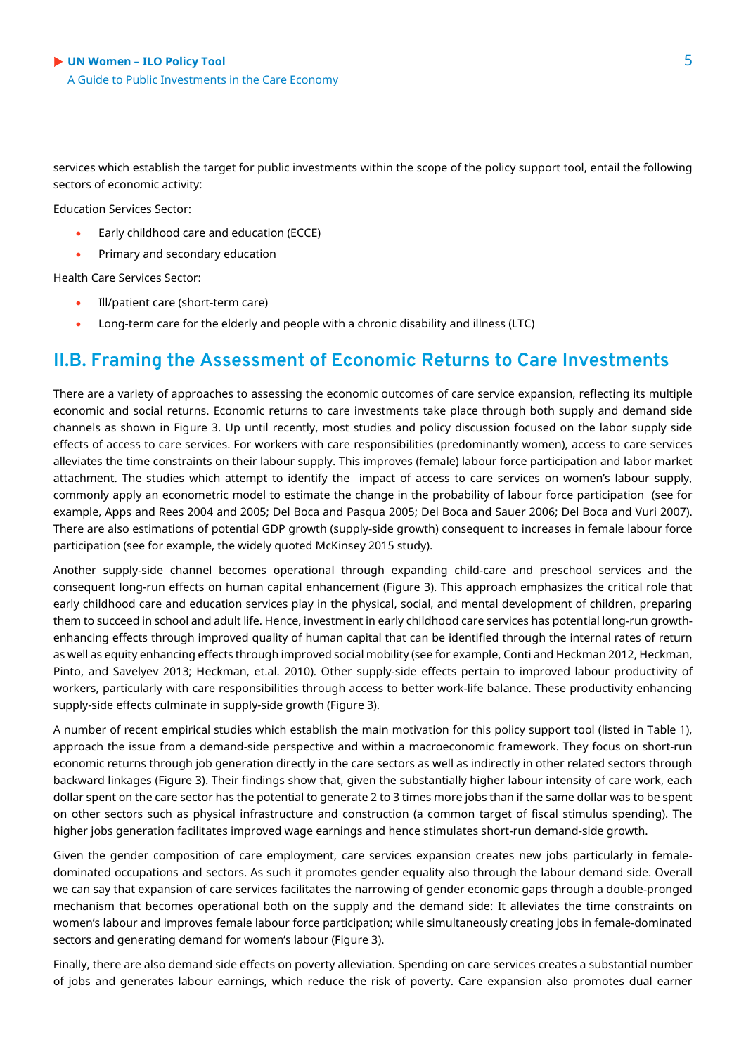services which establish the target for public investments within the scope of the policy support tool, entail the following sectors of economic activity:

Education Services Sector:

- Early childhood care and education (ECCE)
- Primary and secondary education

Health Care Services Sector:

- Ill/patient care (short-term care)
- Long-term care for the elderly and people with a chronic disability and illness (LTC)

## II.B. Framing the Assessment of Economic Returns to Care Investments

There are a variety of approaches to assessing the economic outcomes of care service expansion, reflecting its multiple economic and social returns. Economic returns to care investments take place through both supply and demand side channels as shown in Figure 3. Up until recently, most studies and policy discussion focused on the labor supply side effects of access to care services. For workers with care responsibilities (predominantly women), access to care services alleviates the time constraints on their labour supply. This improves (female) labour force participation and labor market attachment. The studies which attempt to identify the impact of access to care services on women's labour supply, commonly apply an econometric model to estimate the change in the probability of labour force participation (see for example, Apps and Rees 2004 and 2005; Del Boca and Pasqua 2005; Del Boca and Sauer 2006; Del Boca and Vuri 2007). There are also estimations of potential GDP growth (supply-side growth) consequent to increases in female labour force participation (see for example, the widely quoted McKinsey 2015 study).

Another supply-side channel becomes operational through expanding child-care and preschool services and the consequent long-run effects on human capital enhancement (Figure 3). This approach emphasizes the critical role that early childhood care and education services play in the physical, social, and mental development of children, preparing them to succeed in school and adult life. Hence, investment in early childhood care services has potential long-run growth-enhancing effects through improved quality of human capital that can be identified through the internal rates of return as well as equity enhancing effects through improved social mobility (see for example, Conti and Heckman 2012, Heckman, Pinto, and Savelyev 2013; Heckman, et.al. 2010). Other supply-side effects pertain to improved labour productivity of workers, particularly with care responsibilities through access to better work-life balance. These productivity enhancing supply-side effects culminate in supply-side growth (Figure 3).

A number of recent empirical studies which establish the main motivation for this policy support tool (listed in Table 1), approach the issue from a demand-side perspective and within a macroeconomic framework. They focus on short-run economic returns through job generation directly in the care sectors as well as indirectly in other related sectors through backward linkages (Figure 3). Their findings show that, given the substantially higher labour intensity of care work, each dollar spent on the care sector has the potential to generate 2 to 3 times more jobs than if the same dollar was to be spent on other sectors such as physical infrastructure and construction (a common target of fiscal stimulus spending). The higher jobs generation facilitates improved wage earnings and hence stimulates short-run demand-side growth.

Given the gender composition of care employment, care services expansion creates new jobs particularly in female-dominated occupations and sectors. As such it promotes gender equality also through the labour demand side. Overall we can say that expansion of care services facilitates the narrowing of gender economic gaps through a double-pronged mechanism that becomes operational both on the supply and the demand side: It alleviates the time constraints on women's labour and improves female labour force participation; while simultaneously creating jobs in female-dominated sectors and generating demand for women's labour (Figure 3).

Finally, there are also demand side effects on poverty alleviation. Spending on care services creates a substantial number of jobs and generates labour earnings, which reduce the risk of poverty. Care expansion also promotes dual earner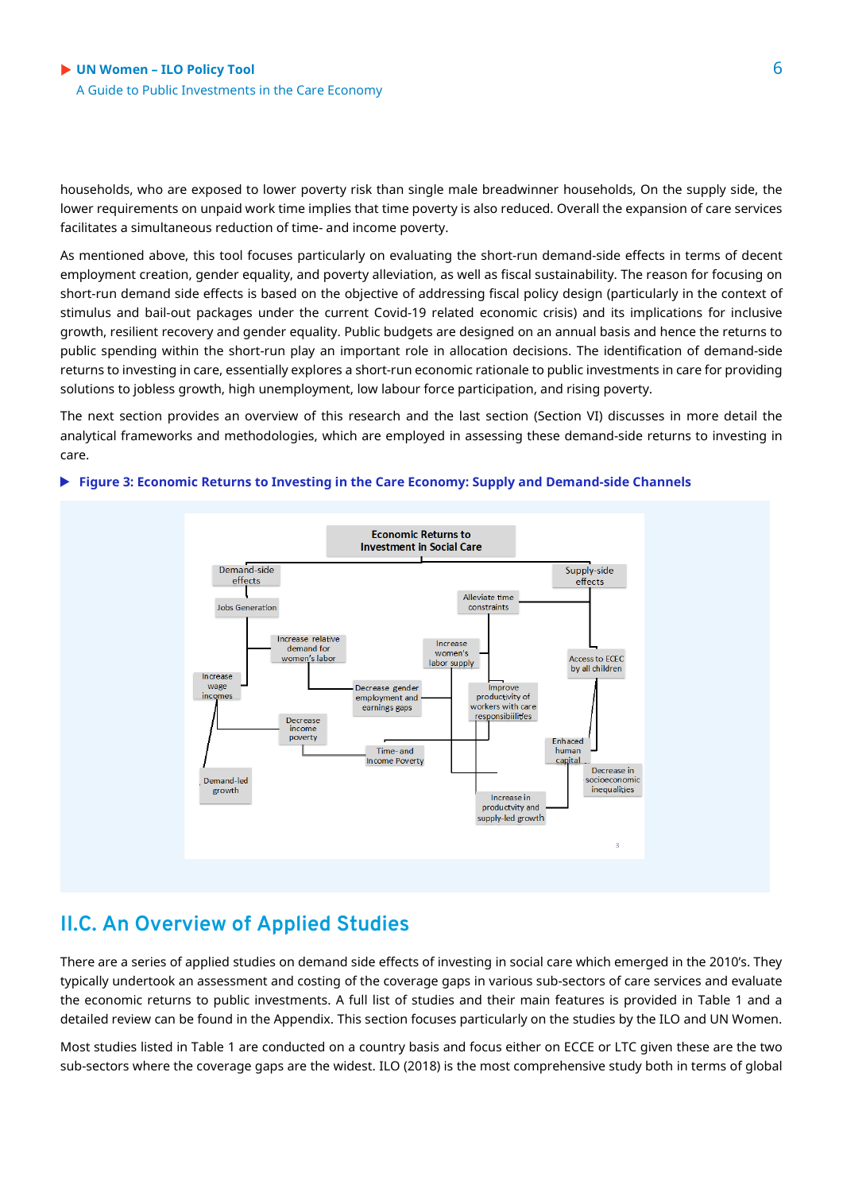households, who are exposed to lower poverty risk than single male breadwinner households, On the supply side, the lower requirements on unpaid work time implies that time poverty is also reduced. Overall the expansion of care services facilitates a simultaneous reduction of time- and income poverty.

As mentioned above, this tool focuses particularly on evaluating the short-run demand-side effects in terms of decent employment creation, gender equality, and poverty alleviation, as well as fiscal sustainability. The reason for focusing on short-run demand side effects is based on the objective of addressing fiscal policy design (particularly in the context of stimulus and bail-out packages under the current Covid-19 related economic crisis) and its implications for inclusive growth, resilient recovery and gender equality. Public budgets are designed on an annual basis and hence the returns to public spending within the short-run play an important role in allocation decisions. The identification of demand-side returns to investing in care, essentially explores a short-run economic rationale to public investments in care for providing solutions to jobless growth, high unemployment, low labour force participation, and rising poverty.

The next section provides an overview of this research and the last section (Section VI) discusses in more detail the analytical frameworks and methodologies, which are employed in assessing these demand-side returns to investing in care.

**Figure 3: Economic Returns to Investing in the Care Economy: Supply and Demand-side Channels**

Economic Returns to Investment in Social Care

Demand-side effects

Supply-side effects

Jobs Generation

Alleviate time constraints

Increase relative demand for women's labor

Increase women's labor supply

Access to ECEC by all children

Increase wage incomes

Decrease gender employment and earnings gaps

Improve productivity of workers with care responsibilities

Decrease income poverty

Enhaced human capital

Time- and Income Poverty

Decrease in socioeconomic inequalities

Demand-led growth

Increase in productvity and supply-led growth

## II.C. An Overview of Applied Studies

There are a series of applied studies on demand side effects of investing in social care which emerged in the 2010's. They typically undertook an assessment and costing of the coverage gaps in various sub-sectors of care services and evaluate the economic returns to public investments. A full list of studies and their main features is provided in Table 1 and a detailed review can be found in the Appendix. This section focuses particularly on the studies by the ILO and UN Women.

Most studies listed in Table 1 are conducted on a country basis and focus either on ECCE or LTC given these are the two sub-sectors where the coverage gaps are the widest. ILO (2018) is the most comprehensive study both in terms of global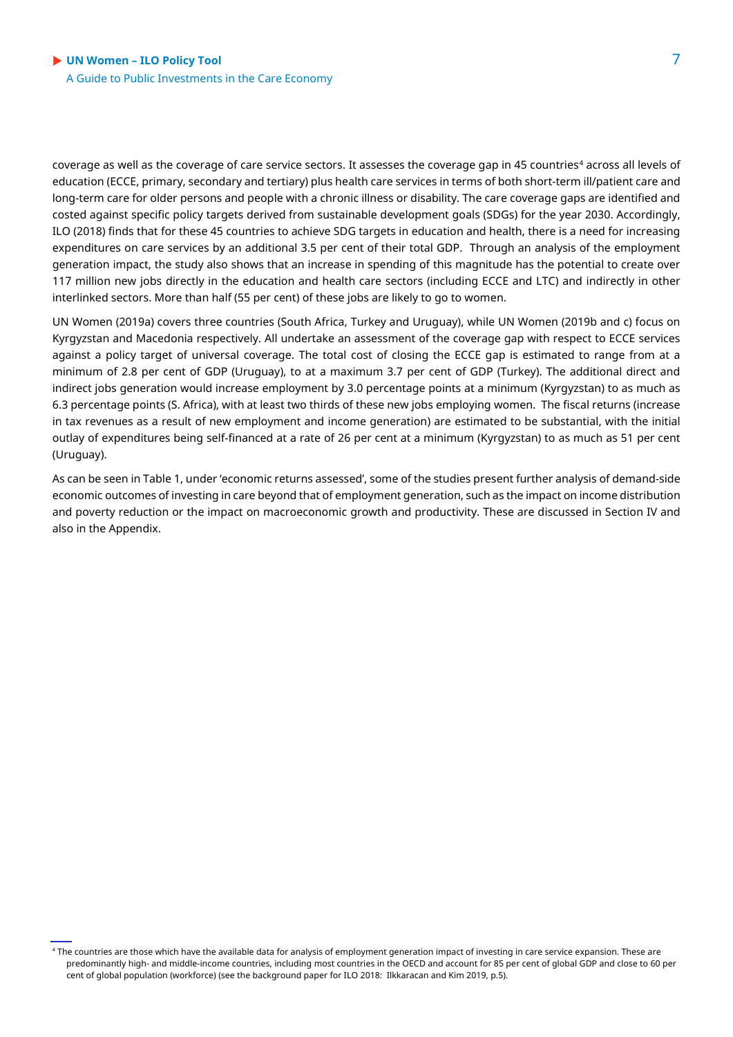coverage as well as the coverage of care service sectors. It assesses the coverage gap in 45 countries[4] across all levels of education (ECCE, primary, secondary and tertiary) plus health care services in terms of both short-term ill/patient care and long-term care for older persons and people with a chronic illness or disability. The care coverage gaps are identified and costed against specific policy targets derived from sustainable development goals (SDGs) for the year 2030. Accordingly, ILO (2018) finds that for these 45 countries to achieve SDG targets in education and health, there is a need for increasing expenditures on care services by an additional 3.5 per cent of their total GDP. Through an analysis of the employment generation impact, the study also shows that an increase in spending of this magnitude has the potential to create over 117 million new jobs directly in the education and health care sectors (including ECCE and LTC) and indirectly in other interlinked sectors. More than half (55 per cent) of these jobs are likely to go to women.

UN Women (2019a) covers three countries (South Africa, Turkey and Uruguay), while UN Women (2019b and c) focus on Kyrgyzstan and Macedonia respectively. All undertake an assessment of the coverage gap with respect to ECCE services against a policy target of universal coverage. The total cost of closing the ECCE gap is estimated to range from at a minimum of 2.8 per cent of GDP (Uruguay), to at a maximum 3.7 per cent of GDP (Turkey). The additional direct and indirect jobs generation would increase employment by 3.0 percentage points at a minimum (Kyrgyzstan) to as much as 6.3 percentage points (S. Africa), with at least two thirds of these new jobs employing women. The fiscal returns (increase in tax revenues as a result of new employment and income generation) are estimated to be substantial, with the initial outlay of expenditures being self-financed at a rate of 26 per cent at a minimum (Kyrgyzstan) to as much as 51 per cent (Uruguay).

As can be seen in Table 1, under 'economic returns assessed', some of the studies present further analysis of demand-side economic outcomes of investing in care beyond that of employment generation, such as the impact on income distribution and poverty reduction or the impact on macroeconomic growth and productivity. These are discussed in Section IV and also in the Appendix.

[4] The countries are those which have the available data for analysis of employment generation impact of investing in care service expansion. These are predominantly high- and middle-income countries, including most countries in the OECD and account for 85 per cent of global GDP and close to 60 per cent of global population (workforce) (see the background paper for ILO 2018: Ilkkaracan and Kim 2019, p.5).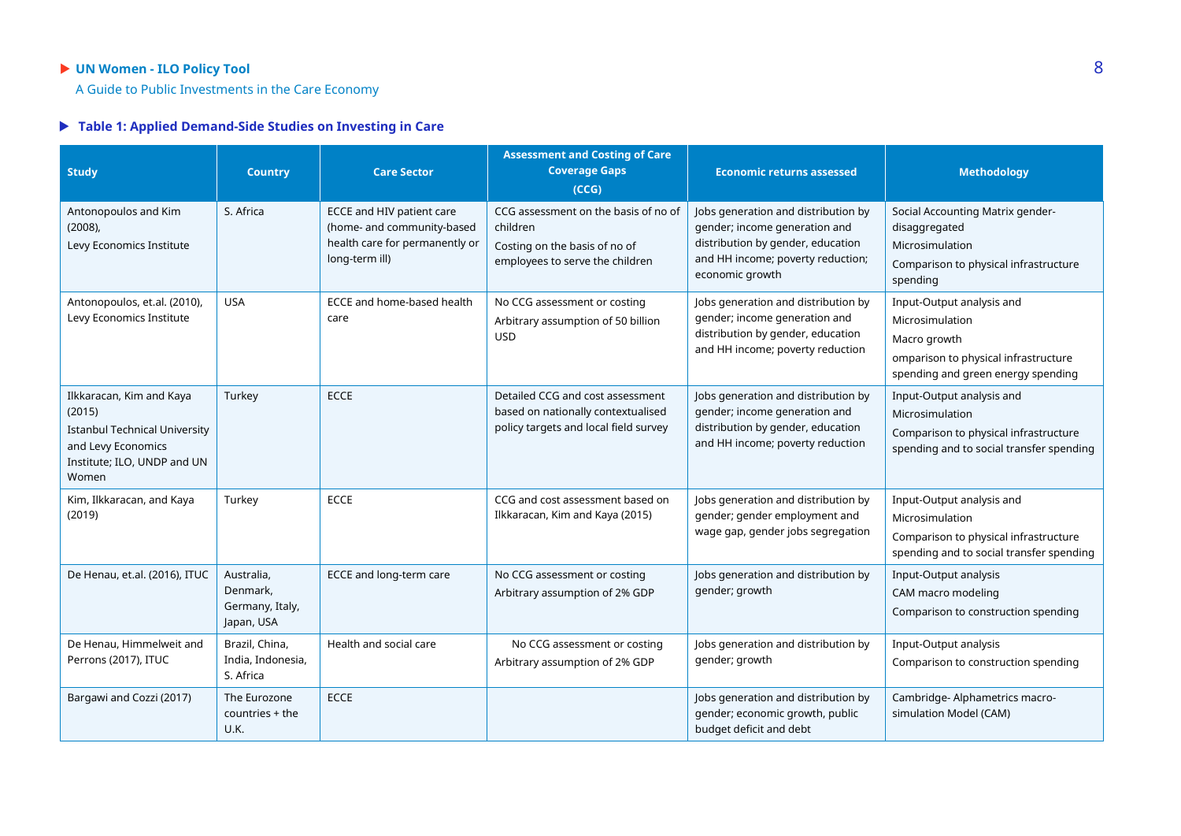### Table 1: Applied Demand-Side Studies on Investing in Care

| Study | Country | Care Sector | Assessment and Costing of Care Coverage Gaps (CCG) | Economic returns assessed | Methodology |
|---|---|---|---|---|---|
| Antonopoulos and Kim (2008), Levy Economics Institute | S. Africa | ECCE and HIV patient care (home- and community-based health care for permanently or long-term ill) | CCG assessment on the basis of no of children<br>Costing on the basis of no of employees to serve the children | Jobs generation and distribution by gender; income generation and distribution by gender, education and HH income; poverty reduction; economic growth | Social Accounting Matrix gender-disaggregated<br>Microsimulation<br>Comparison to physical infrastructure spending |
| Antonopoulos, et.al. (2010), Levy Economics Institute | USA | ECCE and home-based health care | No CCG assessment or costing<br>Arbitrary assumption of 50 billion USD | Jobs generation and distribution by gender; income generation and distribution by gender, education and HH income; poverty reduction | Input-Output analysis and<br>Microsimulation<br>Macro growth<br>omparison to physical infrastructure spending and green energy spending |
| Ilkkaracan, Kim and Kaya (2015)<br>Istanbul Technical University and Levy Economics Institute; ILO, UNDP and UN Women | Turkey | ECCE | Detailed CCG and cost assessment based on nationally contextualised policy targets and local field survey | Jobs generation and distribution by gender; income generation and distribution by gender, education and HH income; poverty reduction | Input-Output analysis and<br>Microsimulation<br>Comparison to physical infrastructure spending and to social transfer spending |
| Kim, Ilkkaracan, and Kaya (2019) | Turkey | ECCE | CCG and cost assessment based on Ilkkaracan, Kim and Kaya (2015) | Jobs generation and distribution by gender; gender employment and wage gap, gender jobs segregation | Input-Output analysis and<br>Microsimulation<br>Comparison to physical infrastructure spending and to social transfer spending |
| De Henau, et.al. (2016), ITUC | Australia, Denmark, Germany, Italy, Japan, USA | ECCE and long-term care | No CCG assessment or costing<br>Arbitrary assumption of 2% GDP | Jobs generation and distribution by gender; growth | Input-Output analysis<br>CAM macro modeling<br>Comparison to construction spending |
| De Henau, Himmelweit and Perrons (2017), ITUC | Brazil, China, India, Indonesia, S. Africa | Health and social care | No CCG assessment or costing<br>Arbitrary assumption of 2% GDP | Jobs generation and distribution by gender; growth | Input-Output analysis<br>Comparison to construction spending |
| Bargawi and Cozzi (2017) | The Eurozone countries + the U.K. | ECCE | | Jobs generation and distribution by gender; economic growth, public budget deficit and debt | Cambridge- Alphametrics macro-simulation Model (CAM) |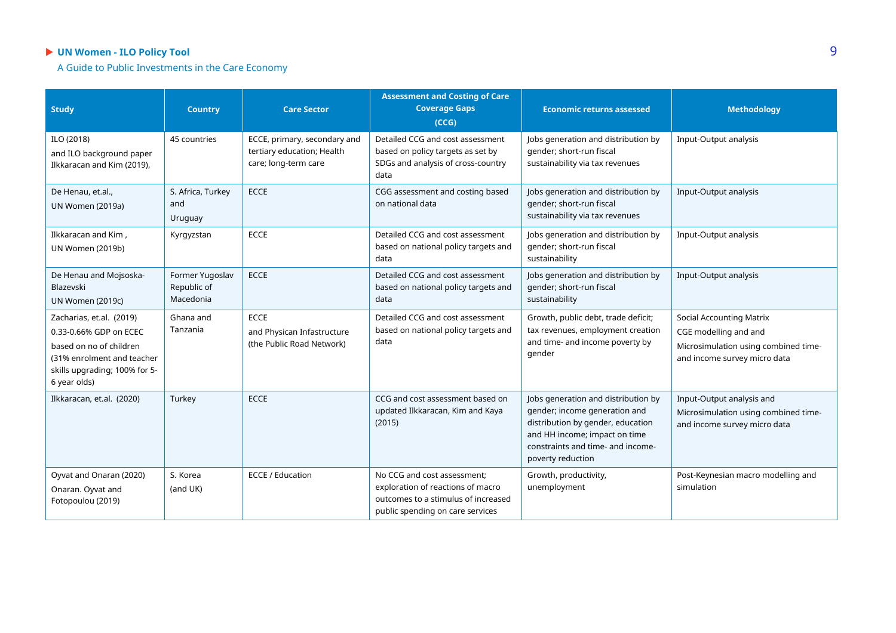| Study | Country | Care Sector | Assessment and Costing of Care Coverage Gaps (CCG) | Economic returns assessed | Methodology |
|---|---|---|---|---|---|
| ILO (2018) and ILO background paper Ilkkaracan and Kim (2019), | 45 countries | ECCE, primary, secondary and tertiary education; Health care; long-term care | Detailed CCG and cost assessment based on policy targets as set by SDGs and analysis of cross-country data | Jobs generation and distribution by gender; short-run fiscal sustainability via tax revenues | Input-Output analysis |
| De Henau, et.al., UN Women (2019a) | S. Africa, Turkey and Uruguay | ECCE | CGG assessment and costing based on national data | Jobs generation and distribution by gender; short-run fiscal sustainability via tax revenues | Input-Output analysis |
| Ilkkaracan and Kim , UN Women (2019b) | Kyrgyzstan | ECCE | Detailed CCG and cost assessment based on national policy targets and data | Jobs generation and distribution by gender; short-run fiscal sustainability | Input-Output analysis |
| De Henau and Mojsoska-Blazevski UN Women (2019c) | Former Yugoslav Republic of Macedonia | ECCE | Detailed CCG and cost assessment based on national policy targets and data | Jobs generation and distribution by gender; short-run fiscal sustainability | Input-Output analysis |
| Zacharias, et.al. (2019) 0.33-0.66% GDP on ECEC based on no of children (31% enrolment and teacher skills upgrading; 100% for 5-6 year olds) | Ghana and Tanzania | ECCE and Physican Infastructure (the Public Road Network) | Detailed CCG and cost assessment based on national policy targets and data | Growth, public debt, trade deficit; tax revenues, employment creation and time- and income poverty by gender | Social Accounting Matrix CGE modelling and and Microsimulation using combined time- and income survey micro data |
| Ilkkaracan, et.al. (2020) | Turkey | ECCE | CCG and cost assessment based on updated Ilkkaracan, Kim and Kaya (2015) | Jobs generation and distribution by gender; income generation and distribution by gender, education and HH income; impact on time constraints and time- and income-poverty reduction | Input-Output analysis and Microsimulation using combined time- and income survey micro data |
| Oyvat and Onaran (2020) Onaran. Oyvat and Fotopoulou (2019) | S. Korea (and UK) | ECCE / Education | No CCG and cost assessment; exploration of reactions of macro outcomes to a stimulus of increased public spending on care services | Growth, productivity, unemployment | Post-Keynesian macro modelling and simulation |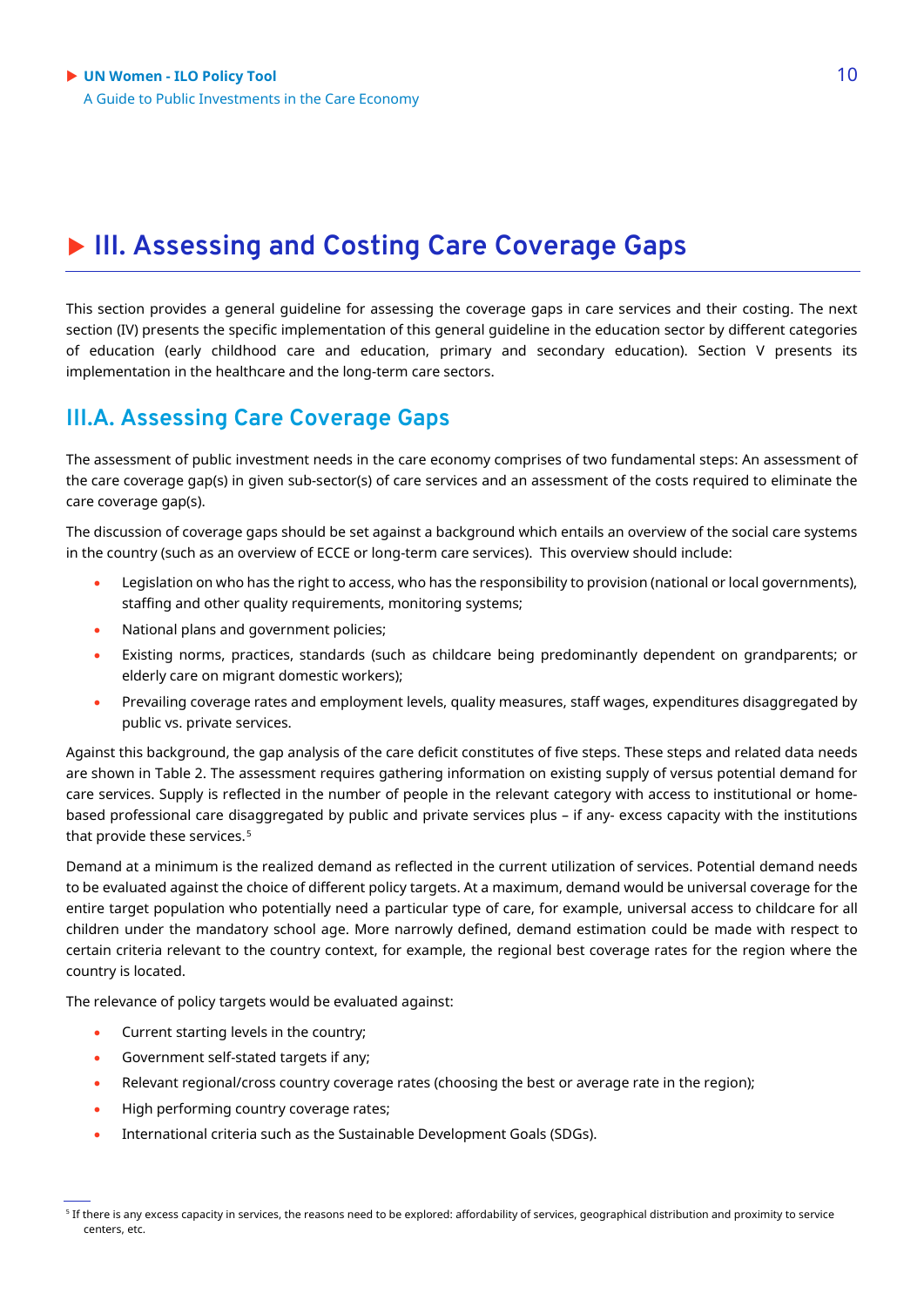# III. Assessing and Costing Care Coverage Gaps

This section provides a general guideline for assessing the coverage gaps in care services and their costing. The next section (IV) presents the specific implementation of this general guideline in the education sector by different categories of education (early childhood care and education, primary and secondary education). Section V presents its implementation in the healthcare and the long-term care sectors.

## III.A. Assessing Care Coverage Gaps

The assessment of public investment needs in the care economy comprises of two fundamental steps: An assessment of the care coverage gap(s) in given sub-sector(s) of care services and an assessment of the costs required to eliminate the care coverage gap(s).

The discussion of coverage gaps should be set against a background which entails an overview of the social care systems in the country (such as an overview of ECCE or long-term care services). This overview should include:

- Legislation on who has the right to access, who has the responsibility to provision (national or local governments), staffing and other quality requirements, monitoring systems;
- National plans and government policies;
- Existing norms, practices, standards (such as childcare being predominantly dependent on grandparents; or elderly care on migrant domestic workers);
- Prevailing coverage rates and employment levels, quality measures, staff wages, expenditures disaggregated by public vs. private services.

Against this background, the gap analysis of the care deficit constitutes of five steps. These steps and related data needs are shown in Table 2. The assessment requires gathering information on existing supply of versus potential demand for care services. Supply is reflected in the number of people in the relevant category with access to institutional or home-based professional care disaggregated by public and private services plus – if any- excess capacity with the institutions that provide these services.[5]

Demand at a minimum is the realized demand as reflected in the current utilization of services. Potential demand needs to be evaluated against the choice of different policy targets. At a maximum, demand would be universal coverage for the entire target population who potentially need a particular type of care, for example, universal access to childcare for all children under the mandatory school age. More narrowly defined, demand estimation could be made with respect to certain criteria relevant to the country context, for example, the regional best coverage rates for the region where the country is located.

The relevance of policy targets would be evaluated against:

- Current starting levels in the country;
- Government self-stated targets if any;
- Relevant regional/cross country coverage rates (choosing the best or average rate in the region);
- High performing country coverage rates;
- International criteria such as the Sustainable Development Goals (SDGs).

[5] If there is any excess capacity in services, the reasons need to be explored: affordability of services, geographical distribution and proximity to service centers, etc.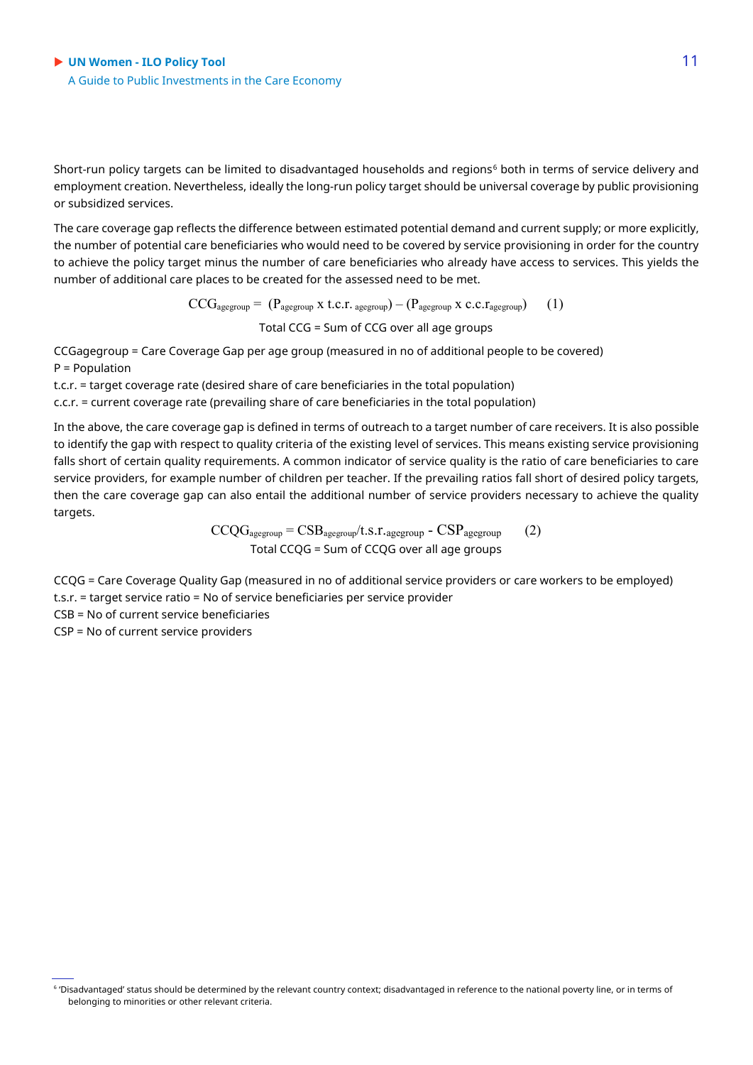Short-run policy targets can be limited to disadvantaged households and regions[6] both in terms of service delivery and employment creation. Nevertheless, ideally the long-run policy target should be universal coverage by public provisioning or subsidized services.

The care coverage gap reflects the difference between estimated potential demand and current supply; or more explicitly, the number of potential care beneficiaries who would need to be covered by service provisioning in order for the country to achieve the policy target minus the number of care beneficiaries who already have access to services. This yields the number of additional care places to be created for the assessed need to be met.

$$CCG_{agegroup} = (P_{agegroup} \text{ x } t.c.r._{agegroup}) - (P_{agegroup} \text{ x } c.c.r._{agegroup}) \qquad (1)$$

Total CCG = Sum of CCG over all age groups

CCGagegroup = Care Coverage Gap per age group (measured in no of additional people to be covered)
P = Population
t.c.r. = target coverage rate (desired share of care beneficiaries in the total population)
c.c.r. = current coverage rate (prevailing share of care beneficiaries in the total population)

In the above, the care coverage gap is defined in terms of outreach to a target number of care receivers. It is also possible to identify the gap with respect to quality criteria of the existing level of services. This means existing service provisioning falls short of certain quality requirements. A common indicator of service quality is the ratio of care beneficiaries to care service providers, for example number of children per teacher. If the prevailing ratios fall short of desired policy targets, then the care coverage gap can also entail the additional number of service providers necessary to achieve the quality targets.

$$CCQG_{agegroup} = CSB_{agegroup}/t.s.r._{agegroup} - CSP_{agegroup} \qquad (2)$$

Total CCQG = Sum of CCQG over all age groups

CCQG = Care Coverage Quality Gap (measured in no of additional service providers or care workers to be employed)
t.s.r. = target service ratio = No of service beneficiaries per service provider
CSB = No of current service beneficiaries
CSP = No of current service providers

[6] 'Disadvantaged' status should be determined by the relevant country context; disadvantaged in reference to the national poverty line, or in terms of belonging to minorities or other relevant criteria.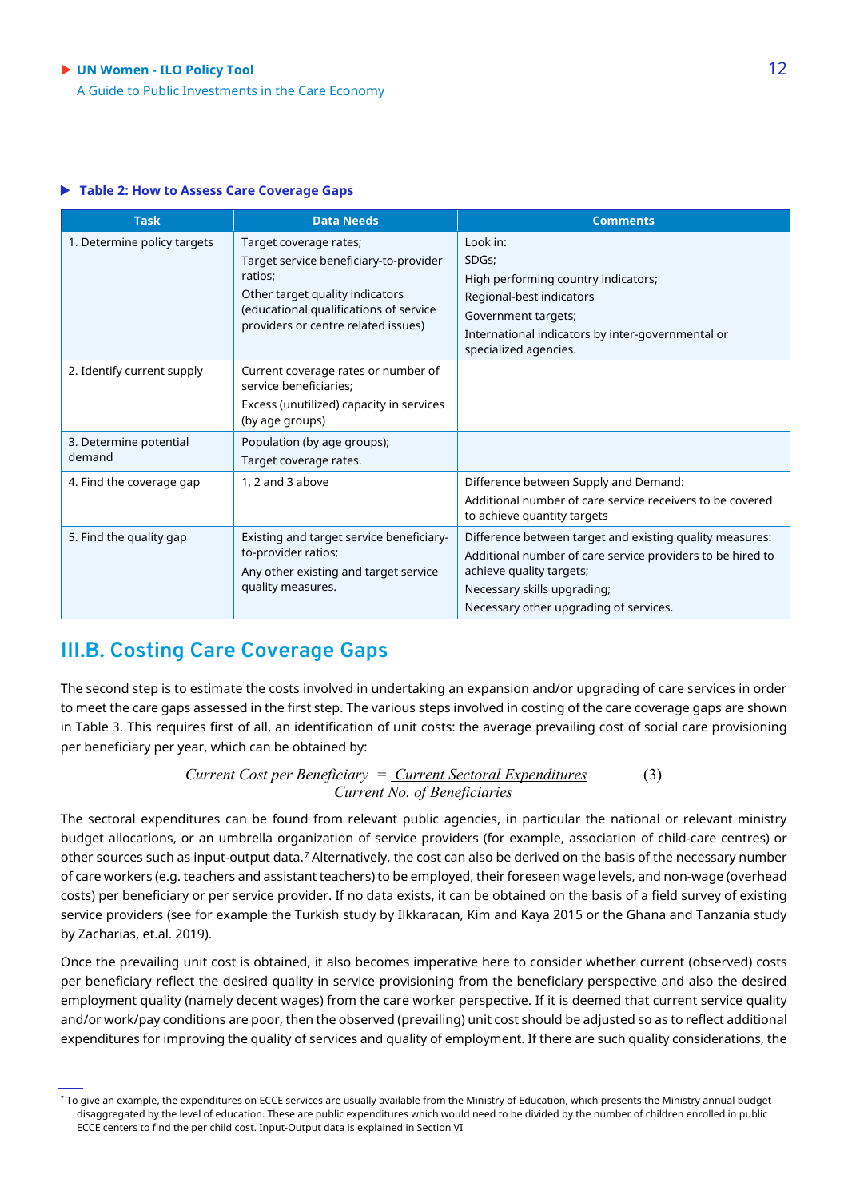**Table 2: How to Assess Care Coverage Gaps**

| Task | Data Needs | Comments |
|---|---|---|
| 1. Determine policy targets | Target coverage rates; Target service beneficiary-to-provider ratios; Other target quality indicators (educational qualifications of service providers or centre related issues) | Look in: SDGs; High performing country indicators; Regional-best indicators Government targets; International indicators by inter-governmental or specialized agencies. |
| 2. Identify current supply | Current coverage rates or number of service beneficiaries; Excess (unutilized) capacity in services (by age groups) | |
| 3. Determine potential demand | Population (by age groups); Target coverage rates. | |
| 4. Find the coverage gap | 1, 2 and 3 above | Difference between Supply and Demand: Additional number of care service receivers to be covered to achieve quantity targets |
| 5. Find the quality gap | Existing and target service beneficiary-to-provider ratios; Any other existing and target service quality measures. | Difference between target and existing quality measures: Additional number of care service providers to be hired to achieve quality targets; Necessary skills upgrading; Necessary other upgrading of services. |

## III.B. Costing Care Coverage Gaps

The second step is to estimate the costs involved in undertaking an expansion and/or upgrading of care services in order to meet the care gaps assessed in the first step. The various steps involved in costing of the care coverage gaps are shown in Table 3. This requires first of all, an identification of unit costs: the average prevailing cost of social care provisioning per beneficiary per year, which can be obtained by:

$$\text{Current Cost per Beneficiary} = \frac{\text{Current Sectoral Expenditures}}{\text{Current No. of Beneficiaries}} \qquad (3)$$

The sectoral expenditures can be found from relevant public agencies, in particular the national or relevant ministry budget allocations, or an umbrella organization of service providers (for example, association of child-care centres) or other sources such as input-output data.[7] Alternatively, the cost can also be derived on the basis of the necessary number of care workers (e.g. teachers and assistant teachers) to be employed, their foreseen wage levels, and non-wage (overhead costs) per beneficiary or per service provider. If no data exists, it can be obtained on the basis of a field survey of existing service providers (see for example the Turkish study by Ilkkaracan, Kim and Kaya 2015 or the Ghana and Tanzania study by Zacharias, et.al. 2019).

Once the prevailing unit cost is obtained, it also becomes imperative here to consider whether current (observed) costs per beneficiary reflect the desired quality in service provisioning from the beneficiary perspective and also the desired employment quality (namely decent wages) from the care worker perspective. If it is deemed that current service quality and/or work/pay conditions are poor, then the observed (prevailing) unit cost should be adjusted so as to reflect additional expenditures for improving the quality of services and quality of employment. If there are such quality considerations, the

[7] To give an example, the expenditures on ECCE services are usually available from the Ministry of Education, which presents the Ministry annual budget disaggregated by the level of education. These are public expenditures which would need to be divided by the number of children enrolled in public ECCE centers to find the per child cost. Input-Output data is explained in Section VI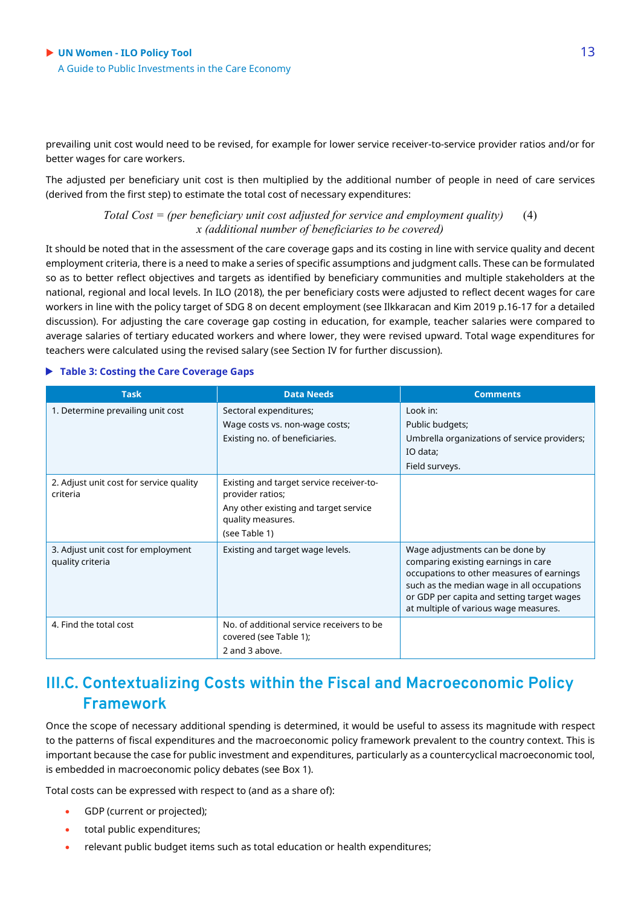prevailing unit cost would need to be revised, for example for lower service receiver-to-service provider ratios and/or for better wages for care workers.

The adjusted per beneficiary unit cost is then multiplied by the additional number of people in need of care services (derived from the first step) to estimate the total cost of necessary expenditures:

$$\textit{Total Cost} = \textit{(per beneficiary unit cost adjusted for service and employment quality)} \times \textit{(additional number of beneficiaries to be covered)} \quad (4)$$

It should be noted that in the assessment of the care coverage gaps and its costing in line with service quality and decent employment criteria, there is a need to make a series of specific assumptions and judgment calls. These can be formulated so as to better reflect objectives and targets as identified by beneficiary communities and multiple stakeholders at the national, regional and local levels. In ILO (2018), the per beneficiary costs were adjusted to reflect decent wages for care workers in line with the policy target of SDG 8 on decent employment (see Ilkkaracan and Kim 2019 p.16-17 for a detailed discussion). For adjusting the care coverage gap costing in education, for example, teacher salaries were compared to average salaries of tertiary educated workers and where lower, they were revised upward. Total wage expenditures for teachers were calculated using the revised salary (see Section IV for further discussion).

**Table 3: Costing the Care Coverage Gaps**

| Task | Data Needs | Comments |
|---|---|---|
| 1. Determine prevailing unit cost | Sectoral expenditures;<br>Wage costs vs. non-wage costs;<br>Existing no. of beneficiaries. | Look in:<br>Public budgets;<br>Umbrella organizations of service providers;<br>IO data;<br>Field surveys. |
| 2. Adjust unit cost for service quality criteria | Existing and target service receiver-to-provider ratios;<br>Any other existing and target service quality measures.<br>(see Table 1) | |
| 3. Adjust unit cost for employment quality criteria | Existing and target wage levels. | Wage adjustments can be done by comparing existing earnings in care occupations to other measures of earnings such as the median wage in all occupations or GDP per capita and setting target wages at multiple of various wage measures. |
| 4. Find the total cost | No. of additional service receivers to be covered (see Table 1);<br>2 and 3 above. | |

## III.C. Contextualizing Costs within the Fiscal and Macroeconomic Policy Framework

Once the scope of necessary additional spending is determined, it would be useful to assess its magnitude with respect to the patterns of fiscal expenditures and the macroeconomic policy framework prevalent to the country context. This is important because the case for public investment and expenditures, particularly as a countercyclical macroeconomic tool, is embedded in macroeconomic policy debates (see Box 1).

Total costs can be expressed with respect to (and as a share of):

- GDP (current or projected);
- total public expenditures;
- relevant public budget items such as total education or health expenditures;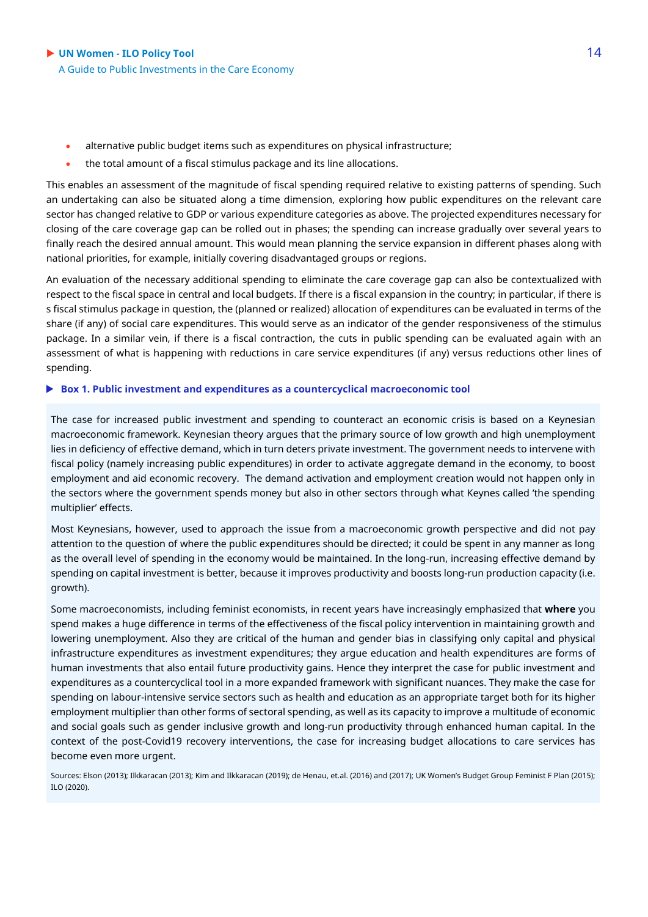- alternative public budget items such as expenditures on physical infrastructure;
- the total amount of a fiscal stimulus package and its line allocations.

This enables an assessment of the magnitude of fiscal spending required relative to existing patterns of spending. Such an undertaking can also be situated along a time dimension, exploring how public expenditures on the relevant care sector has changed relative to GDP or various expenditure categories as above. The projected expenditures necessary for closing of the care coverage gap can be rolled out in phases; the spending can increase gradually over several years to finally reach the desired annual amount. This would mean planning the service expansion in different phases along with national priorities, for example, initially covering disadvantaged groups or regions.

An evaluation of the necessary additional spending to eliminate the care coverage gap can also be contextualized with respect to the fiscal space in central and local budgets. If there is a fiscal expansion in the country; in particular, if there is s fiscal stimulus package in question, the (planned or realized) allocation of expenditures can be evaluated in terms of the share (if any) of social care expenditures. This would serve as an indicator of the gender responsiveness of the stimulus package. In a similar vein, if there is a fiscal contraction, the cuts in public spending can be evaluated again with an assessment of what is happening with reductions in care service expenditures (if any) versus reductions other lines of spending.

### Box 1. Public investment and expenditures as a countercyclical macroeconomic tool

The case for increased public investment and spending to counteract an economic crisis is based on a Keynesian macroeconomic framework. Keynesian theory argues that the primary source of low growth and high unemployment lies in deficiency of effective demand, which in turn deters private investment. The government needs to intervene with fiscal policy (namely increasing public expenditures) in order to activate aggregate demand in the economy, to boost employment and aid economic recovery. The demand activation and employment creation would not happen only in the sectors where the government spends money but also in other sectors through what Keynes called 'the spending multiplier' effects.

Most Keynesians, however, used to approach the issue from a macroeconomic growth perspective and did not pay attention to the question of where the public expenditures should be directed; it could be spent in any manner as long as the overall level of spending in the economy would be maintained. In the long-run, increasing effective demand by spending on capital investment is better, because it improves productivity and boosts long-run production capacity (i.e. growth).

Some macroeconomists, including feminist economists, in recent years have increasingly emphasized that **where** you spend makes a huge difference in terms of the effectiveness of the fiscal policy intervention in maintaining growth and lowering unemployment. Also they are critical of the human and gender bias in classifying only capital and physical infrastructure expenditures as investment expenditures; they argue education and health expenditures are forms of human investments that also entail future productivity gains. Hence they interpret the case for public investment and expenditures as a countercyclical tool in a more expanded framework with significant nuances. They make the case for spending on labour-intensive service sectors such as health and education as an appropriate target both for its higher employment multiplier than other forms of sectoral spending, as well as its capacity to improve a multitude of economic and social goals such as gender inclusive growth and long-run productivity through enhanced human capital. In the context of the post-Covid19 recovery interventions, the case for increasing budget allocations to care services has become even more urgent.

Sources: Elson (2013); Ilkkaracan (2013); Kim and Ilkkaracan (2019); de Henau, et.al. (2016) and (2017); UK Women's Budget Group Feminist F Plan (2015); ILO (2020).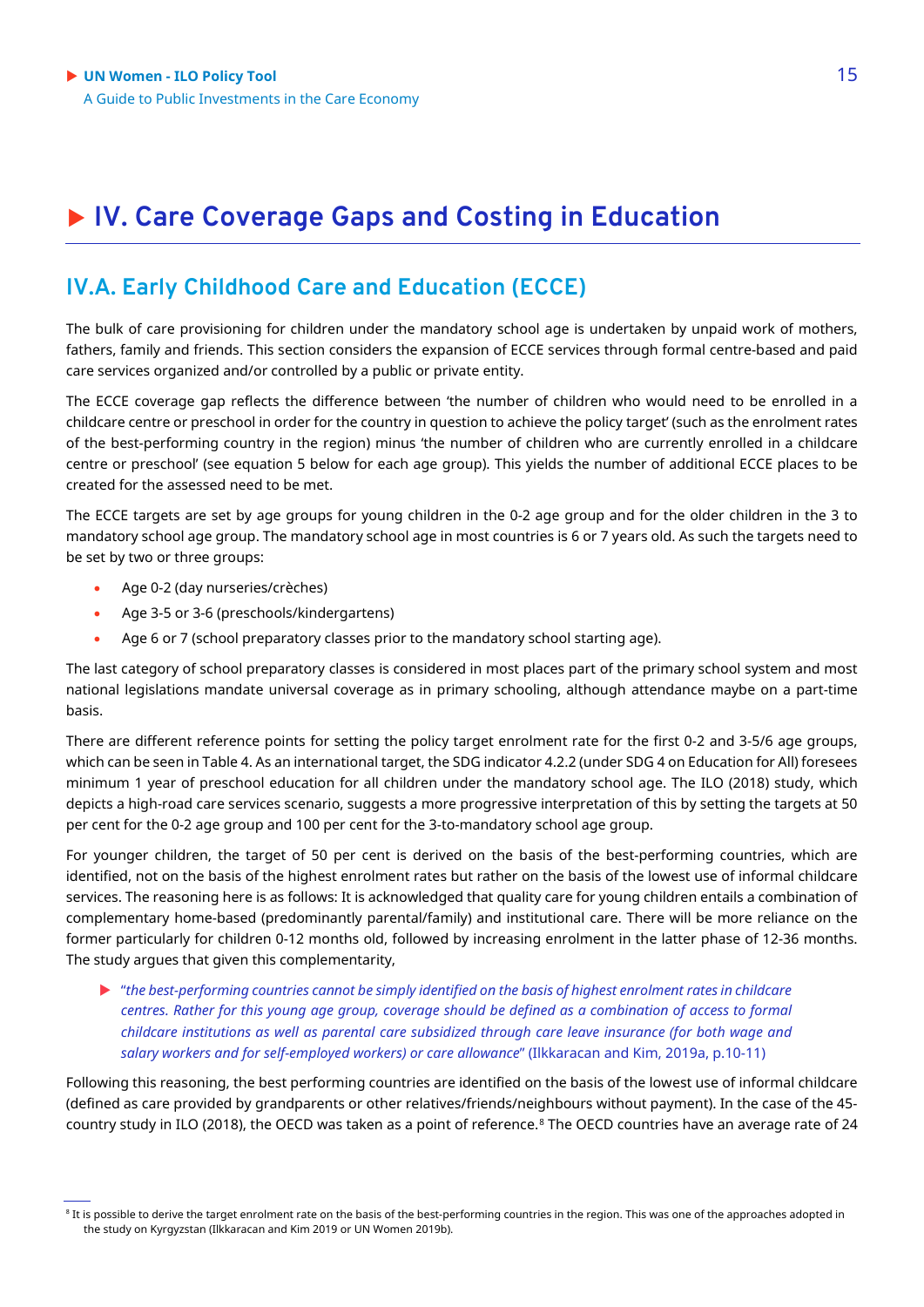# IV. Care Coverage Gaps and Costing in Education

## IV.A. Early Childhood Care and Education (ECCE)

The bulk of care provisioning for children under the mandatory school age is undertaken by unpaid work of mothers, fathers, family and friends. This section considers the expansion of ECCE services through formal centre-based and paid care services organized and/or controlled by a public or private entity.

The ECCE coverage gap reflects the difference between 'the number of children who would need to be enrolled in a childcare centre or preschool in order for the country in question to achieve the policy target' (such as the enrolment rates of the best-performing country in the region) minus 'the number of children who are currently enrolled in a childcare centre or preschool' (see equation 5 below for each age group). This yields the number of additional ECCE places to be created for the assessed need to be met.

The ECCE targets are set by age groups for young children in the 0-2 age group and for the older children in the 3 to mandatory school age group. The mandatory school age in most countries is 6 or 7 years old. As such the targets need to be set by two or three groups:

- Age 0-2 (day nurseries/crèches)
- Age 3-5 or 3-6 (preschools/kindergartens)
- Age 6 or 7 (school preparatory classes prior to the mandatory school starting age).

The last category of school preparatory classes is considered in most places part of the primary school system and most national legislations mandate universal coverage as in primary schooling, although attendance maybe on a part-time basis.

There are different reference points for setting the policy target enrolment rate for the first 0-2 and 3-5/6 age groups, which can be seen in Table 4. As an international target, the SDG indicator 4.2.2 (under SDG 4 on Education for All) foresees minimum 1 year of preschool education for all children under the mandatory school age. The ILO (2018) study, which depicts a high-road care services scenario, suggests a more progressive interpretation of this by setting the targets at 50 per cent for the 0-2 age group and 100 per cent for the 3-to-mandatory school age group.

For younger children, the target of 50 per cent is derived on the basis of the best-performing countries, which are identified, not on the basis of the highest enrolment rates but rather on the basis of the lowest use of informal childcare services. The reasoning here is as follows: It is acknowledged that quality care for young children entails a combination of complementary home-based (predominantly parental/family) and institutional care. There will be more reliance on the former particularly for children 0-12 months old, followed by increasing enrolment in the latter phase of 12-36 months. The study argues that given this complementarity,

> "*the best-performing countries cannot be simply identified on the basis of highest enrolment rates in childcare centres. Rather for this young age group, coverage should be defined as a combination of access to formal childcare institutions as well as parental care subsidized through care leave insurance (for both wage and salary workers and for self-employed workers) or care allowance*" (Ilkkaracan and Kim, 2019a, p.10-11)

Following this reasoning, the best performing countries are identified on the basis of the lowest use of informal childcare (defined as care provided by grandparents or other relatives/friends/neighbours without payment). In the case of the 45-country study in ILO (2018), the OECD was taken as a point of reference.[8] The OECD countries have an average rate of 24

---

[8] It is possible to derive the target enrolment rate on the basis of the best-performing countries in the region. This was one of the approaches adopted in the study on Kyrgyzstan (Ilkkaracan and Kim 2019 or UN Women 2019b).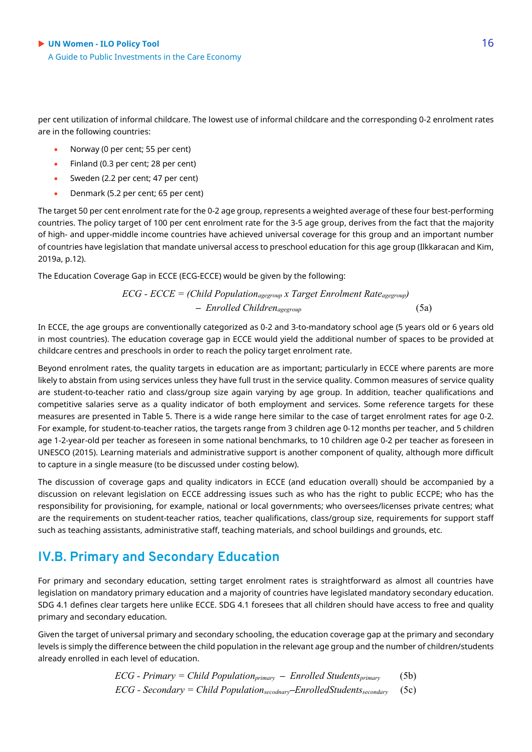per cent utilization of informal childcare. The lowest use of informal childcare and the corresponding 0-2 enrolment rates are in the following countries:

- Norway (0 per cent; 55 per cent)
- Finland (0.3 per cent; 28 per cent)
- Sweden (2.2 per cent; 47 per cent)
- Denmark (5.2 per cent; 65 per cent)

The target 50 per cent enrolment rate for the 0-2 age group, represents a weighted average of these four best-performing countries. The policy target of 100 per cent enrolment rate for the 3-5 age group, derives from the fact that the majority of high- and upper-middle income countries have achieved universal coverage for this group and an important number of countries have legislation that mandate universal access to preschool education for this age group (Ilkkaracan and Kim, 2019a, p.12).

The Education Coverage Gap in ECCE (ECG-ECCE) would be given by the following:

$$ECG\text{ - }ECCE = (Child\ Population_{agegroup} \times Target\ Enrolment\ Rate_{agegroup}) - Enrolled\ Children_{agegroup} \quad (5a)$$

In ECCE, the age groups are conventionally categorized as 0-2 and 3-to-mandatory school age (5 years old or 6 years old in most countries). The education coverage gap in ECCE would yield the additional number of spaces to be provided at childcare centres and preschools in order to reach the policy target enrolment rate.

Beyond enrolment rates, the quality targets in education are as important; particularly in ECCE where parents are more likely to abstain from using services unless they have full trust in the service quality. Common measures of service quality are student-to-teacher ratio and class/group size again varying by age group. In addition, teacher qualifications and competitive salaries serve as a quality indicator of both employment and services. Some reference targets for these measures are presented in Table 5. There is a wide range here similar to the case of target enrolment rates for age 0-2. For example, for student-to-teacher ratios, the targets range from 3 children age 0-12 months per teacher, and 5 children age 1-2-year-old per teacher as foreseen in some national benchmarks, to 10 children age 0-2 per teacher as foreseen in UNESCO (2015). Learning materials and administrative support is another component of quality, although more difficult to capture in a single measure (to be discussed under costing below).

The discussion of coverage gaps and quality indicators in ECCE (and education overall) should be accompanied by a discussion on relevant legislation on ECCE addressing issues such as who has the right to public ECCPE; who has the responsibility for provisioning, for example, national or local governments; who oversees/licenses private centres; what are the requirements on student-teacher ratios, teacher qualifications, class/group size, requirements for support staff such as teaching assistants, administrative staff, teaching materials, and school buildings and grounds, etc.

## IV.B. Primary and Secondary Education

For primary and secondary education, setting target enrolment rates is straightforward as almost all countries have legislation on mandatory primary education and a majority of countries have legislated mandatory secondary education. SDG 4.1 defines clear targets here unlike ECCE. SDG 4.1 foresees that all children should have access to free and quality primary and secondary education.

Given the target of universal primary and secondary schooling, the education coverage gap at the primary and secondary levels is simply the difference between the child population in the relevant age group and the number of children/students already enrolled in each level of education.

$$ECG\text{ - }Primary = Child\ Population_{primary} - Enrolled\ Students_{primary} \quad (5b)$$

$$ECG\text{ - }Secondary = Child\ Population_{secodnary} - EnrolledStudents_{secondary} \quad (5c)$$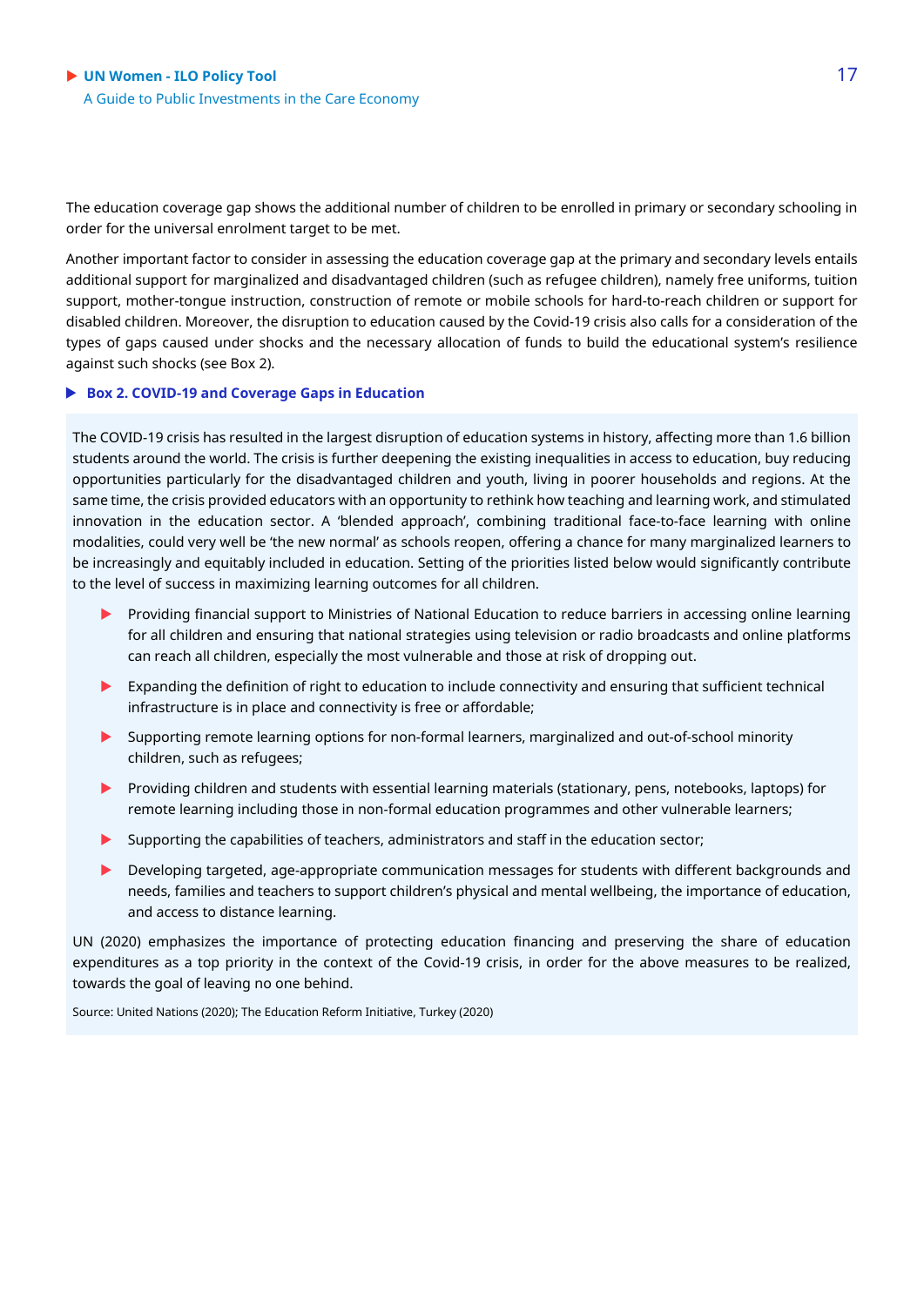The education coverage gap shows the additional number of children to be enrolled in primary or secondary schooling in order for the universal enrolment target to be met.

Another important factor to consider in assessing the education coverage gap at the primary and secondary levels entails additional support for marginalized and disadvantaged children (such as refugee children), namely free uniforms, tuition support, mother-tongue instruction, construction of remote or mobile schools for hard-to-reach children or support for disabled children. Moreover, the disruption to education caused by the Covid-19 crisis also calls for a consideration of the types of gaps caused under shocks and the necessary allocation of funds to build the educational system's resilience against such shocks (see Box 2).

### Box 2. COVID-19 and Coverage Gaps in Education

The COVID-19 crisis has resulted in the largest disruption of education systems in history, affecting more than 1.6 billion students around the world. The crisis is further deepening the existing inequalities in access to education, buy reducing opportunities particularly for the disadvantaged children and youth, living in poorer households and regions. At the same time, the crisis provided educators with an opportunity to rethink how teaching and learning work, and stimulated innovation in the education sector. A 'blended approach', combining traditional face-to-face learning with online modalities, could very well be 'the new normal' as schools reopen, offering a chance for many marginalized learners to be increasingly and equitably included in education. Setting of the priorities listed below would significantly contribute to the level of success in maximizing learning outcomes for all children.

- Providing financial support to Ministries of National Education to reduce barriers in accessing online learning for all children and ensuring that national strategies using television or radio broadcasts and online platforms can reach all children, especially the most vulnerable and those at risk of dropping out.
- Expanding the definition of right to education to include connectivity and ensuring that sufficient technical infrastructure is in place and connectivity is free or affordable;
- Supporting remote learning options for non-formal learners, marginalized and out-of-school minority children, such as refugees;
- Providing children and students with essential learning materials (stationary, pens, notebooks, laptops) for remote learning including those in non-formal education programmes and other vulnerable learners;
- Supporting the capabilities of teachers, administrators and staff in the education sector;
- Developing targeted, age-appropriate communication messages for students with different backgrounds and needs, families and teachers to support children's physical and mental wellbeing, the importance of education, and access to distance learning.

UN (2020) emphasizes the importance of protecting education financing and preserving the share of education expenditures as a top priority in the context of the Covid-19 crisis, in order for the above measures to be realized, towards the goal of leaving no one behind.

Source: United Nations (2020); The Education Reform Initiative, Turkey (2020)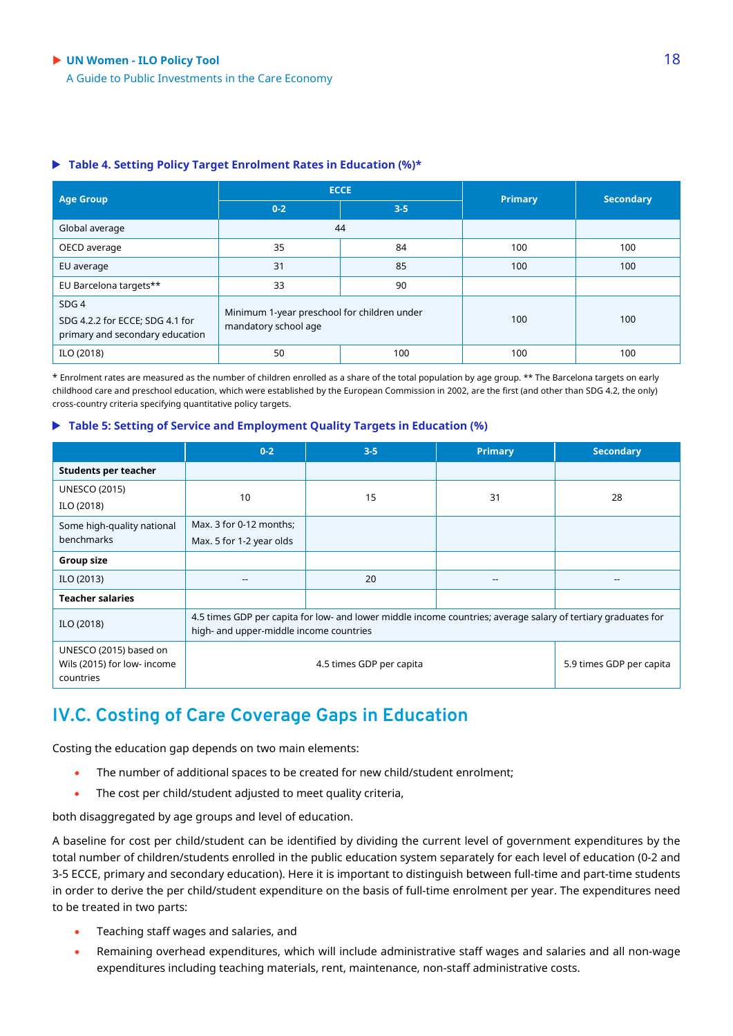**Table 4. Setting Policy Target Enrolment Rates in Education (%)***

| Age Group | ECCE | | Primary | Secondary |
|---|---|---|---|---|
| | 0-2 | 3-5 | | |
| Global average | 44 | | | |
| OECD average | 35 | 84 | 100 | 100 |
| EU average | 31 | 85 | 100 | 100 |
| EU Barcelona targets** | 33 | 90 | | |
| SDG 4<br>SDG 4.2.2 for ECCE; SDG 4.1 for primary and secondary education | Minimum 1-year preschool for children under mandatory school age | | 100 | 100 |
| ILO (2018) | 50 | 100 | 100 | 100 |

* Enrolment rates are measured as the number of children enrolled as a share of the total population by age group. ** The Barcelona targets on early childhood care and preschool education, which were established by the European Commission in 2002, are the first (and other than SDG 4.2, the only) cross-country criteria specifying quantitative policy targets.

**Table 5: Setting of Service and Employment Quality Targets in Education (%)**

| | 0-2 | 3-5 | Primary | Secondary |
|---|---|---|---|---|
| **Students per teacher** | | | | |
| UNESCO (2015)<br>ILO (2018) | 10 | 15 | 31 | 28 |
| Some high-quality national benchmarks | Max. 3 for 0-12 months;<br>Max. 5 for 1-2 year olds | | | |
| **Group size** | | | | |
| ILO (2013) | -- | 20 | -- | -- |
| **Teacher salaries** | | | | |
| ILO (2018) | 4.5 times GDP per capita for low- and lower middle income countries; average salary of tertiary graduates for high- and upper-middle income countries | | | |
| UNESCO (2015) based on Wils (2015) for low- income countries | 4.5 times GDP per capita | | | 5.9 times GDP per capita |

## IV.C. Costing of Care Coverage Gaps in Education

Costing the education gap depends on two main elements:

- The number of additional spaces to be created for new child/student enrolment;
- The cost per child/student adjusted to meet quality criteria,

both disaggregated by age groups and level of education.

A baseline for cost per child/student can be identified by dividing the current level of government expenditures by the total number of children/students enrolled in the public education system separately for each level of education (0-2 and 3-5 ECCE, primary and secondary education). Here it is important to distinguish between full-time and part-time students in order to derive the per child/student expenditure on the basis of full-time enrolment per year. The expenditures need to be treated in two parts:

- Teaching staff wages and salaries, and
- Remaining overhead expenditures, which will include administrative staff wages and salaries and all non-wage expenditures including teaching materials, rent, maintenance, non-staff administrative costs.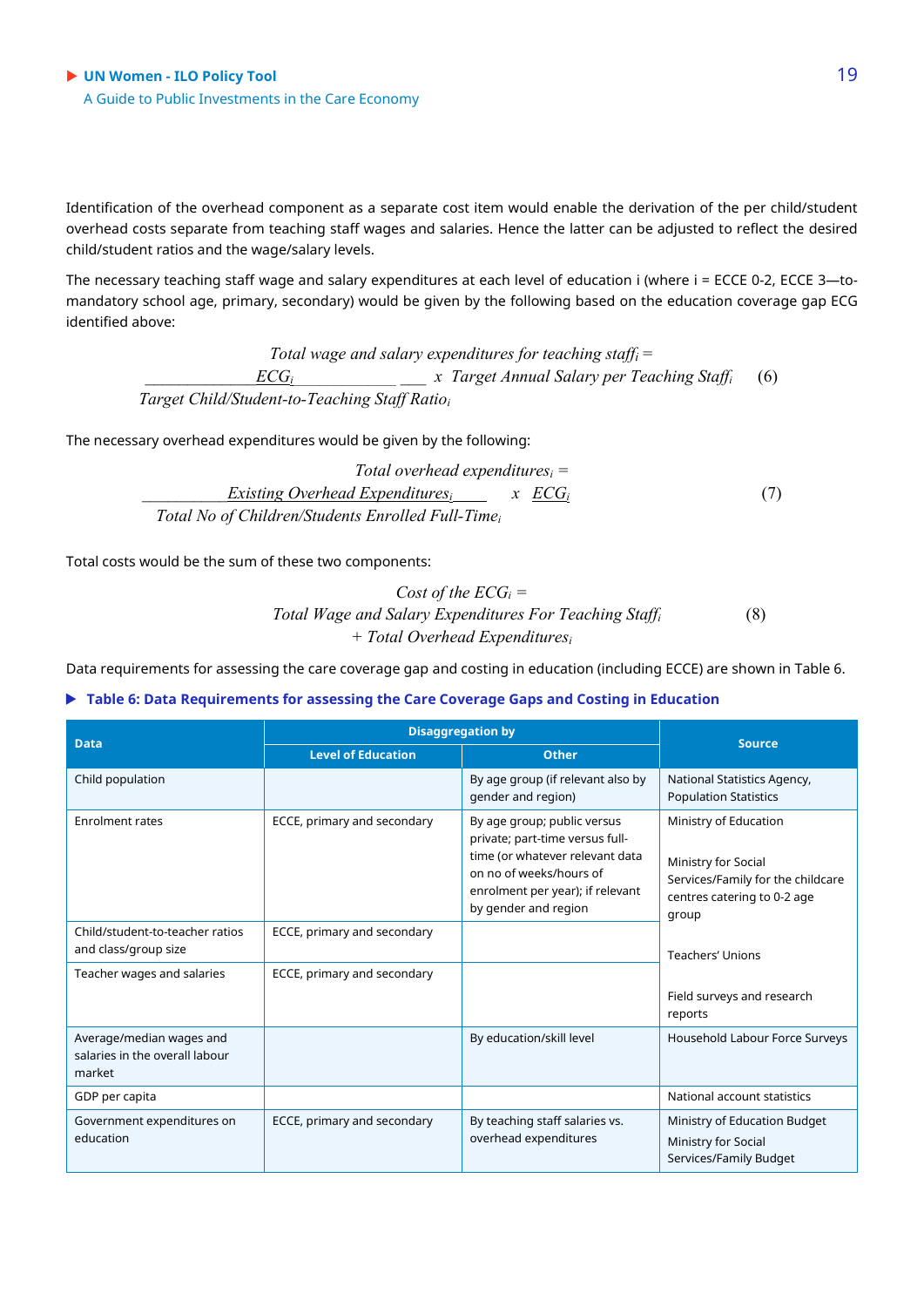Identification of the overhead component as a separate cost item would enable the derivation of the per child/student overhead costs separate from teaching staff wages and salaries. Hence the latter can be adjusted to reflect the desired child/student ratios and the wage/salary levels.

The necessary teaching staff wage and salary expenditures at each level of education i (where i = ECCE 0-2, ECCE 3—to-mandatory school age, primary, secondary) would be given by the following based on the education coverage gap ECG identified above:

$$\text{Total wage and salary expenditures for teaching staff}_i = \frac{ECG_i}{\text{Target Child/Student-to-Teaching Staff Ratio}_i} \times \text{Target Annual Salary per Teaching Staff}_i \quad (6)$$

The necessary overhead expenditures would be given by the following:

$$\text{Total overhead expenditures}_i = \frac{\text{Existing Overhead Expenditures}_i}{\text{Total No of Children/Students Enrolled Full-Time}_i} \times ECG_i \quad (7)$$

Total costs would be the sum of these two components:

$$\text{Cost of the } ECG_i = \text{Total Wage and Salary Expenditures For Teaching Staff}_i + \text{Total Overhead Expenditures}_i \quad (8)$$

Data requirements for assessing the care coverage gap and costing in education (including ECCE) are shown in Table 6.

**Table 6: Data Requirements for assessing the Care Coverage Gaps and Costing in Education**

| Data | Disaggregation by | | Source |
|---|---|---|---|
| | Level of Education | Other | |
| Child population | | By age group (if relevant also by gender and region) | National Statistics Agency, Population Statistics |
| Enrolment rates | ECCE, primary and secondary | By age group; public versus private; part-time versus full-time (or whatever relevant data on no of weeks/hours of enrolment per year); if relevant by gender and region | Ministry of Education<br><br>Ministry for Social Services/Family for the childcare centres catering to 0-2 age group<br><br>Teachers' Unions<br><br>Field surveys and research reports |
| Child/student-to-teacher ratios and class/group size | ECCE, primary and secondary | | |
| Teacher wages and salaries | ECCE, primary and secondary | | |
| Average/median wages and salaries in the overall labour market | | By education/skill level | Household Labour Force Surveys |
| GDP per capita | | | National account statistics |
| Government expenditures on education | ECCE, primary and secondary | By teaching staff salaries vs. overhead expenditures | Ministry of Education Budget<br>Ministry for Social Services/Family Budget |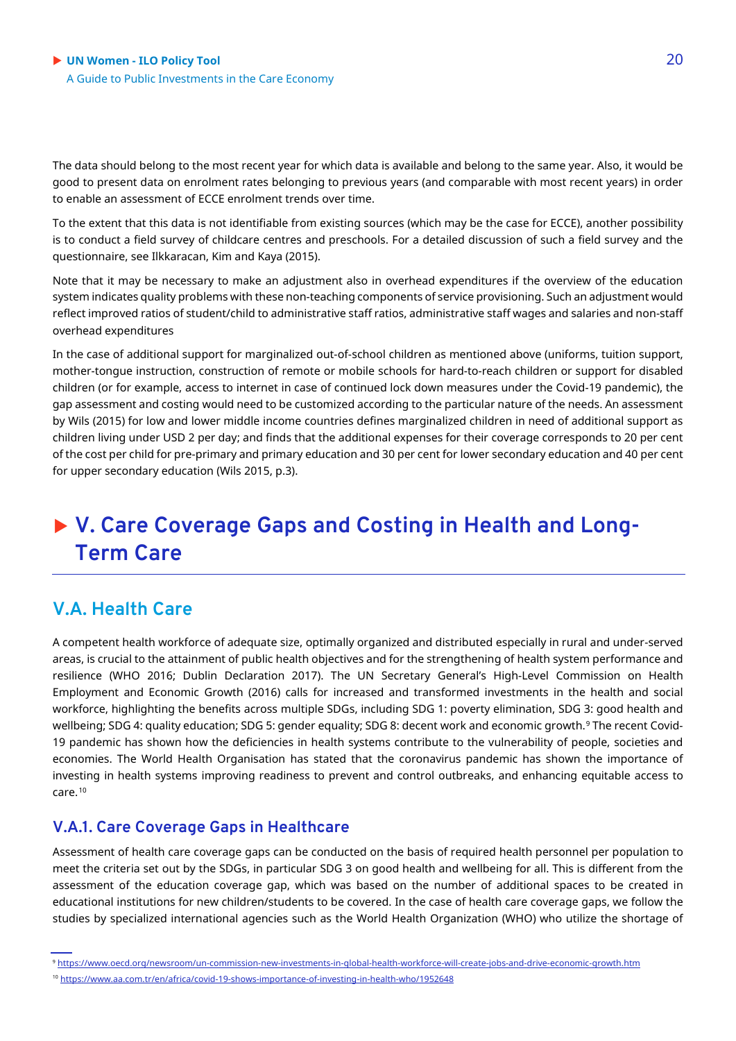The data should belong to the most recent year for which data is available and belong to the same year. Also, it would be good to present data on enrolment rates belonging to previous years (and comparable with most recent years) in order to enable an assessment of ECCE enrolment trends over time.

To the extent that this data is not identifiable from existing sources (which may be the case for ECCE), another possibility is to conduct a field survey of childcare centres and preschools. For a detailed discussion of such a field survey and the questionnaire, see Ilkkaracan, Kim and Kaya (2015).

Note that it may be necessary to make an adjustment also in overhead expenditures if the overview of the education system indicates quality problems with these non-teaching components of service provisioning. Such an adjustment would reflect improved ratios of student/child to administrative staff ratios, administrative staff wages and salaries and non-staff overhead expenditures

In the case of additional support for marginalized out-of-school children as mentioned above (uniforms, tuition support, mother-tongue instruction, construction of remote or mobile schools for hard-to-reach children or support for disabled children (or for example, access to internet in case of continued lock down measures under the Covid-19 pandemic), the gap assessment and costing would need to be customized according to the particular nature of the needs. An assessment by Wils (2015) for low and lower middle income countries defines marginalized children in need of additional support as children living under USD 2 per day; and finds that the additional expenses for their coverage corresponds to 20 per cent of the cost per child for pre-primary and primary education and 30 per cent for lower secondary education and 40 per cent for upper secondary education (Wils 2015, p.3).

# V. Care Coverage Gaps and Costing in Health and Long-Term Care

## V.A. Health Care

A competent health workforce of adequate size, optimally organized and distributed especially in rural and under-served areas, is crucial to the attainment of public health objectives and for the strengthening of health system performance and resilience (WHO 2016; Dublin Declaration 2017). The UN Secretary General's High-Level Commission on Health Employment and Economic Growth (2016) calls for increased and transformed investments in the health and social workforce, highlighting the benefits across multiple SDGs, including SDG 1: poverty elimination, SDG 3: good health and wellbeing; SDG 4: quality education; SDG 5: gender equality; SDG 8: decent work and economic growth.[9] The recent Covid-19 pandemic has shown how the deficiencies in health systems contribute to the vulnerability of people, societies and economies. The World Health Organisation has stated that the coronavirus pandemic has shown the importance of investing in health systems improving readiness to prevent and control outbreaks, and enhancing equitable access to care.[10]

### V.A.1. Care Coverage Gaps in Healthcare

Assessment of health care coverage gaps can be conducted on the basis of required health personnel per population to meet the criteria set out by the SDGs, in particular SDG 3 on good health and wellbeing for all. This is different from the assessment of the education coverage gap, which was based on the number of additional spaces to be created in educational institutions for new children/students to be covered. In the case of health care coverage gaps, we follow the studies by specialized international agencies such as the World Health Organization (WHO) who utilize the shortage of

---

[9] https://www.oecd.org/newsroom/un-commission-new-investments-in-global-health-workforce-will-create-jobs-and-drive-economic-growth.htm

[10] https://www.aa.com.tr/en/africa/covid-19-shows-importance-of-investing-in-health-who/1952648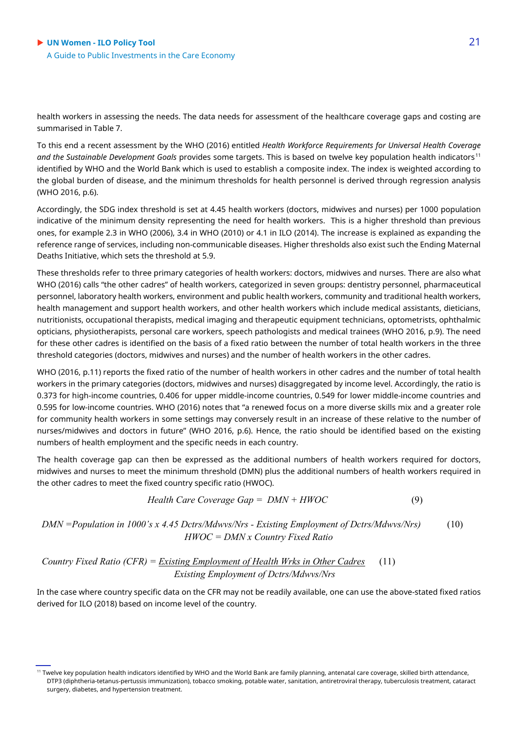health workers in assessing the needs. The data needs for assessment of the healthcare coverage gaps and costing are summarised in Table 7.

To this end a recent assessment by the WHO (2016) entitled *Health Workforce Requirements for Universal Health Coverage and the Sustainable Development Goals* provides some targets. This is based on twelve key population health indicators[11] identified by WHO and the World Bank which is used to establish a composite index. The index is weighted according to the global burden of disease, and the minimum thresholds for health personnel is derived through regression analysis (WHO 2016, p.6).

Accordingly, the SDG index threshold is set at 4.45 health workers (doctors, midwives and nurses) per 1000 population indicative of the minimum density representing the need for health workers. This is a higher threshold than previous ones, for example 2.3 in WHO (2006), 3.4 in WHO (2010) or 4.1 in ILO (2014). The increase is explained as expanding the reference range of services, including non-communicable diseases. Higher thresholds also exist such the Ending Maternal Deaths Initiative, which sets the threshold at 5.9.

These thresholds refer to three primary categories of health workers: doctors, midwives and nurses. There are also what WHO (2016) calls "the other cadres" of health workers, categorized in seven groups: dentistry personnel, pharmaceutical personnel, laboratory health workers, environment and public health workers, community and traditional health workers, health management and support health workers, and other health workers which include medical assistants, dieticians, nutritionists, occupational therapists, medical imaging and therapeutic equipment technicians, optometrists, ophthalmic opticians, physiotherapists, personal care workers, speech pathologists and medical trainees (WHO 2016, p.9). The need for these other cadres is identified on the basis of a fixed ratio between the number of total health workers in the three threshold categories (doctors, midwives and nurses) and the number of health workers in the other cadres.

WHO (2016, p.11) reports the fixed ratio of the number of health workers in other cadres and the number of total health workers in the primary categories (doctors, midwives and nurses) disaggregated by income level. Accordingly, the ratio is 0.373 for high-income countries, 0.406 for upper middle-income countries, 0.549 for lower middle-income countries and 0.595 for low-income countries. WHO (2016) notes that "a renewed focus on a more diverse skills mix and a greater role for community health workers in some settings may conversely result in an increase of these relative to the number of nurses/midwives and doctors in future" (WHO 2016, p.6). Hence, the ratio should be identified based on the existing numbers of health employment and the specific needs in each country.

The health coverage gap can then be expressed as the additional numbers of health workers required for doctors, midwives and nurses to meet the minimum threshold (DMN) plus the additional numbers of health workers required in the other cadres to meet the fixed country specific ratio (HWOC).

$$\text{Health Care Coverage Gap} = DMN + HWOC \tag{9}$$

$$DMN = \text{Population in 1000's} \times 4.45\ \text{Dctrs/Mdwvs/Nrs} - \text{Existing Employment of Dctrs/Mdwvs/Nrs)} \tag{10}$$

$$HWOC = DMN \times \text{Country Fixed Ratio}$$

$$\text{Country Fixed Ratio (CFR)} = \frac{\text{Existing Employment of Health Wrks in Other Cadres}}{\text{Existing Employment of Dctrs/Mdwvs/Nrs}} \tag{11}$$

In the case where country specific data on the CFR may not be readily available, one can use the above-stated fixed ratios derived for ILO (2018) based on income level of the country.

---

[11] Twelve key population health indicators identified by WHO and the World Bank are family planning, antenatal care coverage, skilled birth attendance, DTP3 (diphtheria-tetanus-pertussis immunization), tobacco smoking, potable water, sanitation, antiretroviral therapy, tuberculosis treatment, cataract surgery, diabetes, and hypertension treatment.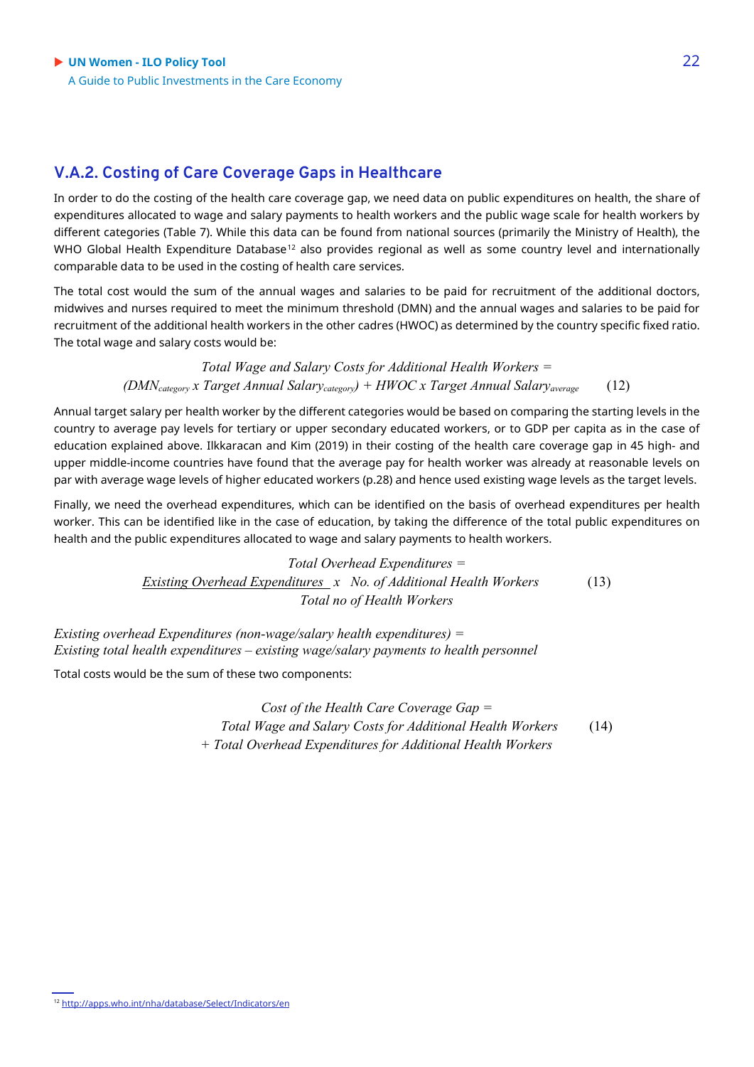### V.A.2. Costing of Care Coverage Gaps in Healthcare

In order to do the costing of the health care coverage gap, we need data on public expenditures on health, the share of expenditures allocated to wage and salary payments to health workers and the public wage scale for health workers by different categories (Table 7). While this data can be found from national sources (primarily the Ministry of Health), the WHO Global Health Expenditure Database[12] also provides regional as well as some country level and internationally comparable data to be used in the costing of health care services.

The total cost would the sum of the annual wages and salaries to be paid for recruitment of the additional doctors, midwives and nurses required to meet the minimum threshold (DMN) and the annual wages and salaries to be paid for recruitment of the additional health workers in the other cadres (HWOC) as determined by the country specific fixed ratio. The total wage and salary costs would be:

$$\textit{Total Wage and Salary Costs for Additional Health Workers} = (DMN_{category} \times \textit{Target Annual Salary}_{category}) + HWOC \times \textit{Target Annual Salary}_{average} \tag{12}$$

Annual target salary per health worker by the different categories would be based on comparing the starting levels in the country to average pay levels for tertiary or upper secondary educated workers, or to GDP per capita as in the case of education explained above. Ilkkaracan and Kim (2019) in their costing of the health care coverage gap in 45 high- and upper middle-income countries have found that the average pay for health worker was already at reasonable levels on par with average wage levels of higher educated workers (p.28) and hence used existing wage levels as the target levels.

Finally, we need the overhead expenditures, which can be identified on the basis of overhead expenditures per health worker. This can be identified like in the case of education, by taking the difference of the total public expenditures on health and the public expenditures allocated to wage and salary payments to health workers.

$$\textit{Total Overhead Expenditures} = \frac{\textit{Existing Overhead Expenditures}}{\textit{Total no of Health Workers}} \times \textit{No. of Additional Health Workers} \tag{13}$$

*Existing overhead Expenditures (non-wage/salary health expenditures) =*
*Existing total health expenditures – existing wage/salary payments to health personnel*

Total costs would be the sum of these two components:

$$\textit{Cost of the Health Care Coverage Gap} = \textit{Total Wage and Salary Costs for Additional Health Workers} + \textit{Total Overhead Expenditures for Additional Health Workers} \tag{14}$$

[12] http://apps.who.int/nha/database/Select/Indicators/en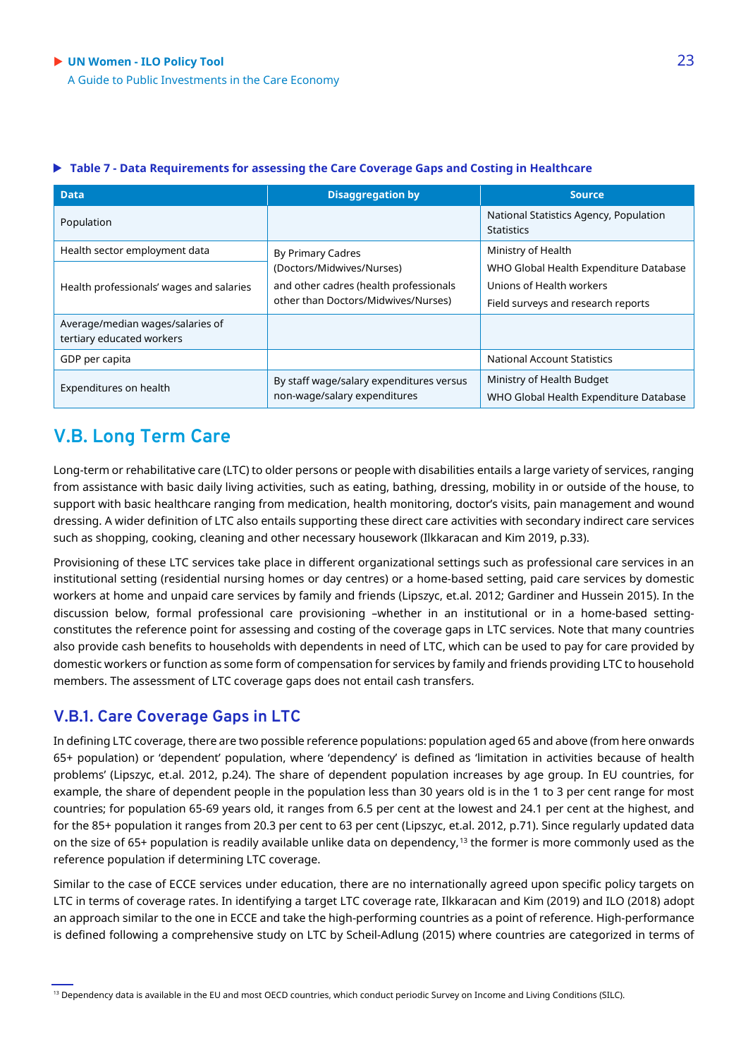**Table 7 - Data Requirements for assessing the Care Coverage Gaps and Costing in Healthcare**

| Data | Disaggregation by | Source |
|---|---|---|
| Population | | National Statistics Agency, Population Statistics |
| Health sector employment data | By Primary Cadres (Doctors/Midwives/Nurses) and other cadres (health professionals other than Doctors/Midwives/Nurses) | Ministry of Health<br>WHO Global Health Expenditure Database<br>Unions of Health workers<br>Field surveys and research reports |
| Health professionals' wages and salaries | | |
| Average/median wages/salaries of tertiary educated workers | | |
| GDP per capita | | National Account Statistics |
| Expenditures on health | By staff wage/salary expenditures versus non-wage/salary expenditures | Ministry of Health Budget<br>WHO Global Health Expenditure Database |

## V.B. Long Term Care

Long-term or rehabilitative care (LTC) to older persons or people with disabilities entails a large variety of services, ranging from assistance with basic daily living activities, such as eating, bathing, dressing, mobility in or outside of the house, to support with basic healthcare ranging from medication, health monitoring, doctor's visits, pain management and wound dressing. A wider definition of LTC also entails supporting these direct care activities with secondary indirect care services such as shopping, cooking, cleaning and other necessary housework (Ilkkaracan and Kim 2019, p.33).

Provisioning of these LTC services take place in different organizational settings such as professional care services in an institutional setting (residential nursing homes or day centres) or a home-based setting, paid care services by domestic workers at home and unpaid care services by family and friends (Lipszyc, et.al. 2012; Gardiner and Hussein 2015). In the discussion below, formal professional care provisioning –whether in an institutional or in a home-based setting- constitutes the reference point for assessing and costing of the coverage gaps in LTC services. Note that many countries also provide cash benefits to households with dependents in need of LTC, which can be used to pay for care provided by domestic workers or function as some form of compensation for services by family and friends providing LTC to household members. The assessment of LTC coverage gaps does not entail cash transfers.

### V.B.1. Care Coverage Gaps in LTC

In defining LTC coverage, there are two possible reference populations: population aged 65 and above (from here onwards 65+ population) or 'dependent' population, where 'dependency' is defined as 'limitation in activities because of health problems' (Lipszyc, et.al. 2012, p.24). The share of dependent population increases by age group. In EU countries, for example, the share of dependent people in the population less than 30 years old is in the 1 to 3 per cent range for most countries; for population 65-69 years old, it ranges from 6.5 per cent at the lowest and 24.1 per cent at the highest, and for the 85+ population it ranges from 20.3 per cent to 63 per cent (Lipszyc, et.al. 2012, p.71). Since regularly updated data on the size of 65+ population is readily available unlike data on dependency,[13] the former is more commonly used as the reference population if determining LTC coverage.

Similar to the case of ECCE services under education, there are no internationally agreed upon specific policy targets on LTC in terms of coverage rates. In identifying a target LTC coverage rate, Ilkkaracan and Kim (2019) and ILO (2018) adopt an approach similar to the one in ECCE and take the high-performing countries as a point of reference. High-performance is defined following a comprehensive study on LTC by Scheil-Adlung (2015) where countries are categorized in terms of

[13] Dependency data is available in the EU and most OECD countries, which conduct periodic Survey on Income and Living Conditions (SILC).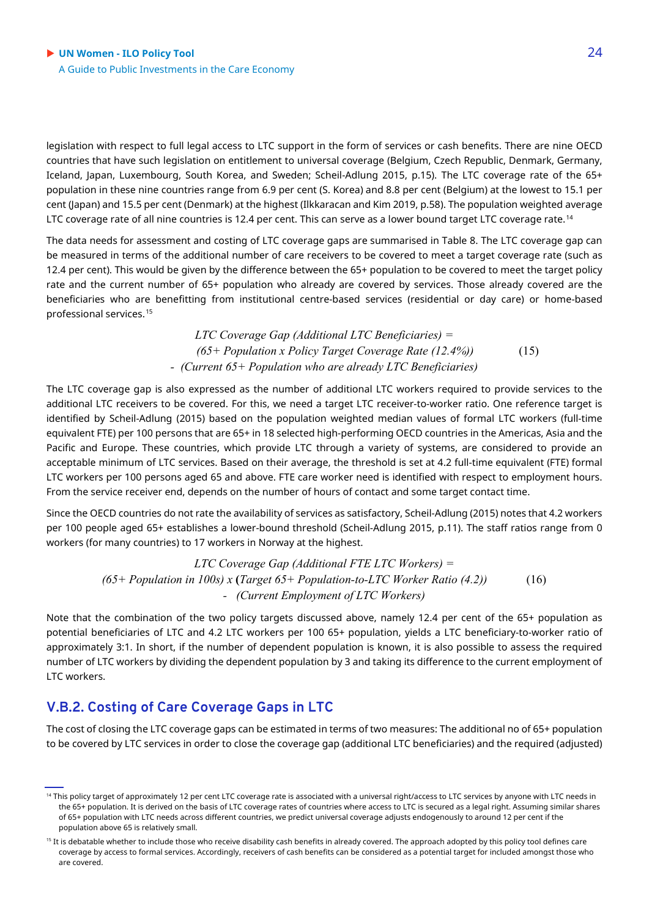legislation with respect to full legal access to LTC support in the form of services or cash benefits. There are nine OECD countries that have such legislation on entitlement to universal coverage (Belgium, Czech Republic, Denmark, Germany, Iceland, Japan, Luxembourg, South Korea, and Sweden; Scheil-Adlung 2015, p.15). The LTC coverage rate of the 65+ population in these nine countries range from 6.9 per cent (S. Korea) and 8.8 per cent (Belgium) at the lowest to 15.1 per cent (Japan) and 15.5 per cent (Denmark) at the highest (Ilkkaracan and Kim 2019, p.58). The population weighted average LTC coverage rate of all nine countries is 12.4 per cent. This can serve as a lower bound target LTC coverage rate.[14]

The data needs for assessment and costing of LTC coverage gaps are summarised in Table 8. The LTC coverage gap can be measured in terms of the additional number of care receivers to be covered to meet a target coverage rate (such as 12.4 per cent). This would be given by the difference between the 65+ population to be covered to meet the target policy rate and the current number of 65+ population who already are covered by services. Those already covered are the beneficiaries who are benefitting from institutional centre-based services (residential or day care) or home-based professional services.[15]

$$\begin{aligned}&\textit{LTC Coverage Gap (Additional LTC Beneficiaries)} = \\ &\textit{(65+ Population x Policy Target Coverage Rate (12.4\%))} \\ &- \textit{(Current 65+ Population who are already LTC Beneficiaries)}\end{aligned} \tag{15}$$

The LTC coverage gap is also expressed as the number of additional LTC workers required to provide services to the additional LTC receivers to be covered. For this, we need a target LTC receiver-to-worker ratio. One reference target is identified by Scheil-Adlung (2015) based on the population weighted median values of formal LTC workers (full-time equivalent FTE) per 100 persons that are 65+ in 18 selected high-performing OECD countries in the Americas, Asia and the Pacific and Europe. These countries, which provide LTC through a variety of systems, are considered to provide an acceptable minimum of LTC services. Based on their average, the threshold is set at 4.2 full-time equivalent (FTE) formal LTC workers per 100 persons aged 65 and above. FTE care worker need is identified with respect to employment hours. From the service receiver end, depends on the number of hours of contact and some target contact time.

Since the OECD countries do not rate the availability of services as satisfactory, Scheil-Adlung (2015) notes that 4.2 workers per 100 people aged 65+ establishes a lower-bound threshold (Scheil-Adlung 2015, p.11). The staff ratios range from 0 workers (for many countries) to 17 workers in Norway at the highest.

$$\begin{aligned}&\textit{LTC Coverage Gap (Additional FTE LTC Workers)} = \\ &\textit{(65+ Population in 100s) x } \mathbf{(}\textit{Target 65+ Population-to-LTC Worker Ratio (4.2))} \\ &- \textit{(Current Employment of LTC Workers)}\end{aligned} \tag{16}$$

Note that the combination of the two policy targets discussed above, namely 12.4 per cent of the 65+ population as potential beneficiaries of LTC and 4.2 LTC workers per 100 65+ population, yields a LTC beneficiary-to-worker ratio of approximately 3:1. In short, if the number of dependent population is known, it is also possible to assess the required number of LTC workers by dividing the dependent population by 3 and taking its difference to the current employment of LTC workers.

### V.B.2. Costing of Care Coverage Gaps in LTC

The cost of closing the LTC coverage gaps can be estimated in terms of two measures: The additional no of 65+ population to be covered by LTC services in order to close the coverage gap (additional LTC beneficiaries) and the required (adjusted)

---

[14] This policy target of approximately 12 per cent LTC coverage rate is associated with a universal right/access to LTC services by anyone with LTC needs in the 65+ population. It is derived on the basis of LTC coverage rates of countries where access to LTC is secured as a legal right. Assuming similar shares of 65+ population with LTC needs across different countries, we predict universal coverage adjusts endogenously to around 12 per cent if the population above 65 is relatively small.

[15] It is debatable whether to include those who receive disability cash benefits in already covered. The approach adopted by this policy tool defines care coverage by access to formal services. Accordingly, receivers of cash benefits can be considered as a potential target for included amongst those who are covered.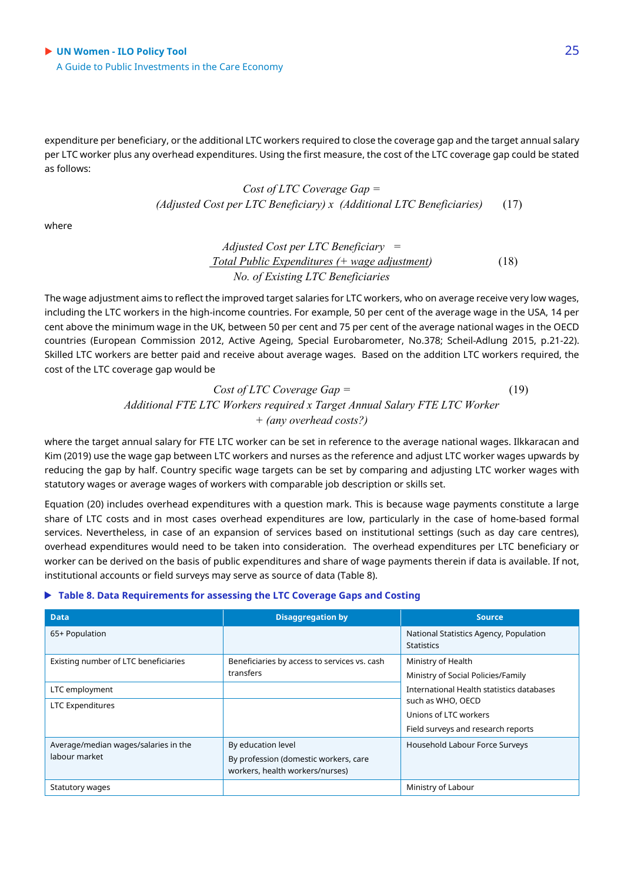expenditure per beneficiary, or the additional LTC workers required to close the coverage gap and the target annual salary per LTC worker plus any overhead expenditures. Using the first measure, the cost of the LTC coverage gap could be stated as follows:

$$\textit{Cost of LTC Coverage Gap} = (\textit{Adjusted Cost per LTC Beneficiary}) \times (\textit{Additional LTC Beneficiaries}) \quad (17)$$

where

$$\textit{Adjusted Cost per LTC Beneficiary} = \frac{\textit{Total Public Expenditures (+ wage adjustment)}}{\textit{No. of Existing LTC Beneficiaries}} \quad (18)$$

The wage adjustment aims to reflect the improved target salaries for LTC workers, who on average receive very low wages, including the LTC workers in the high-income countries. For example, 50 per cent of the average wage in the USA, 14 per cent above the minimum wage in the UK, between 50 per cent and 75 per cent of the average national wages in the OECD countries (European Commission 2012, Active Ageing, Special Eurobarometer, No.378; Scheil-Adlung 2015, p.21-22). Skilled LTC workers are better paid and receive about average wages. Based on the addition LTC workers required, the cost of the LTC coverage gap would be

$$\textit{Cost of LTC Coverage Gap} = \textit{Additional FTE LTC Workers required} \times \textit{Target Annual Salary FTE LTC Worker} + \textit{(any overhead costs?)} \quad (19)$$

where the target annual salary for FTE LTC worker can be set in reference to the average national wages. Ilkkaracan and Kim (2019) use the wage gap between LTC workers and nurses as the reference and adjust LTC worker wages upwards by reducing the gap by half. Country specific wage targets can be set by comparing and adjusting LTC worker wages with statutory wages or average wages of workers with comparable job description or skills set.

Equation (20) includes overhead expenditures with a question mark. This is because wage payments constitute a large share of LTC costs and in most cases overhead expenditures are low, particularly in the case of home-based formal services. Nevertheless, in case of an expansion of services based on institutional settings (such as day care centres), overhead expenditures would need to be taken into consideration. The overhead expenditures per LTC beneficiary or worker can be derived on the basis of public expenditures and share of wage payments therein if data is available. If not, institutional accounts or field surveys may serve as source of data (Table 8).

**Table 8. Data Requirements for assessing the LTC Coverage Gaps and Costing**

| Data | Disaggregation by | Source |
|---|---|---|
| 65+ Population | | National Statistics Agency, Population Statistics |
| Existing number of LTC beneficiaries | Beneficiaries by access to services vs. cash transfers | Ministry of Health<br>Ministry of Social Policies/Family<br>International Health statistics databases such as WHO, OECD<br>Unions of LTC workers<br>Field surveys and research reports |
| LTC employment | | |
| LTC Expenditures | | |
| Average/median wages/salaries in the labour market | By education level<br>By profession (domestic workers, care workers, health workers/nurses) | Household Labour Force Surveys |
| Statutory wages | | Ministry of Labour |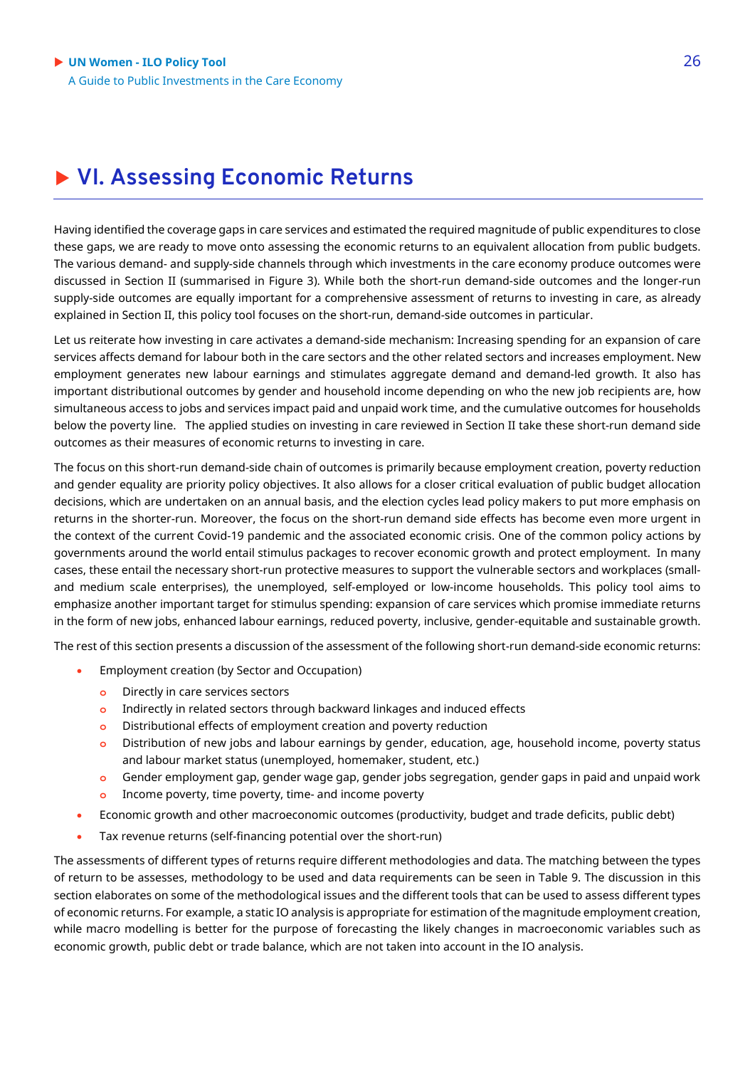# VI. Assessing Economic Returns

Having identified the coverage gaps in care services and estimated the required magnitude of public expenditures to close these gaps, we are ready to move onto assessing the economic returns to an equivalent allocation from public budgets. The various demand- and supply-side channels through which investments in the care economy produce outcomes were discussed in Section II (summarised in Figure 3). While both the short-run demand-side outcomes and the longer-run supply-side outcomes are equally important for a comprehensive assessment of returns to investing in care, as already explained in Section II, this policy tool focuses on the short-run, demand-side outcomes in particular.

Let us reiterate how investing in care activates a demand-side mechanism: Increasing spending for an expansion of care services affects demand for labour both in the care sectors and the other related sectors and increases employment. New employment generates new labour earnings and stimulates aggregate demand and demand-led growth. It also has important distributional outcomes by gender and household income depending on who the new job recipients are, how simultaneous access to jobs and services impact paid and unpaid work time, and the cumulative outcomes for households below the poverty line. The applied studies on investing in care reviewed in Section II take these short-run demand side outcomes as their measures of economic returns to investing in care.

The focus on this short-run demand-side chain of outcomes is primarily because employment creation, poverty reduction and gender equality are priority policy objectives. It also allows for a closer critical evaluation of public budget allocation decisions, which are undertaken on an annual basis, and the election cycles lead policy makers to put more emphasis on returns in the shorter-run. Moreover, the focus on the short-run demand side effects has become even more urgent in the context of the current Covid-19 pandemic and the associated economic crisis. One of the common policy actions by governments around the world entail stimulus packages to recover economic growth and protect employment. In many cases, these entail the necessary short-run protective measures to support the vulnerable sectors and workplaces (small- and medium scale enterprises), the unemployed, self-employed or low-income households. This policy tool aims to emphasize another important target for stimulus spending: expansion of care services which promise immediate returns in the form of new jobs, enhanced labour earnings, reduced poverty, inclusive, gender-equitable and sustainable growth.

The rest of this section presents a discussion of the assessment of the following short-run demand-side economic returns:

- Employment creation (by Sector and Occupation)
  - Directly in care services sectors
  - Indirectly in related sectors through backward linkages and induced effects
  - Distributional effects of employment creation and poverty reduction
  - Distribution of new jobs and labour earnings by gender, education, age, household income, poverty status and labour market status (unemployed, homemaker, student, etc.)
  - Gender employment gap, gender wage gap, gender jobs segregation, gender gaps in paid and unpaid work
  - Income poverty, time poverty, time- and income poverty
- Economic growth and other macroeconomic outcomes (productivity, budget and trade deficits, public debt)
- Tax revenue returns (self-financing potential over the short-run)

The assessments of different types of returns require different methodologies and data. The matching between the types of return to be assesses, methodology to be used and data requirements can be seen in Table 9. The discussion in this section elaborates on some of the methodological issues and the different tools that can be used to assess different types of economic returns. For example, a static IO analysis is appropriate for estimation of the magnitude employment creation, while macro modelling is better for the purpose of forecasting the likely changes in macroeconomic variables such as economic growth, public debt or trade balance, which are not taken into account in the IO analysis.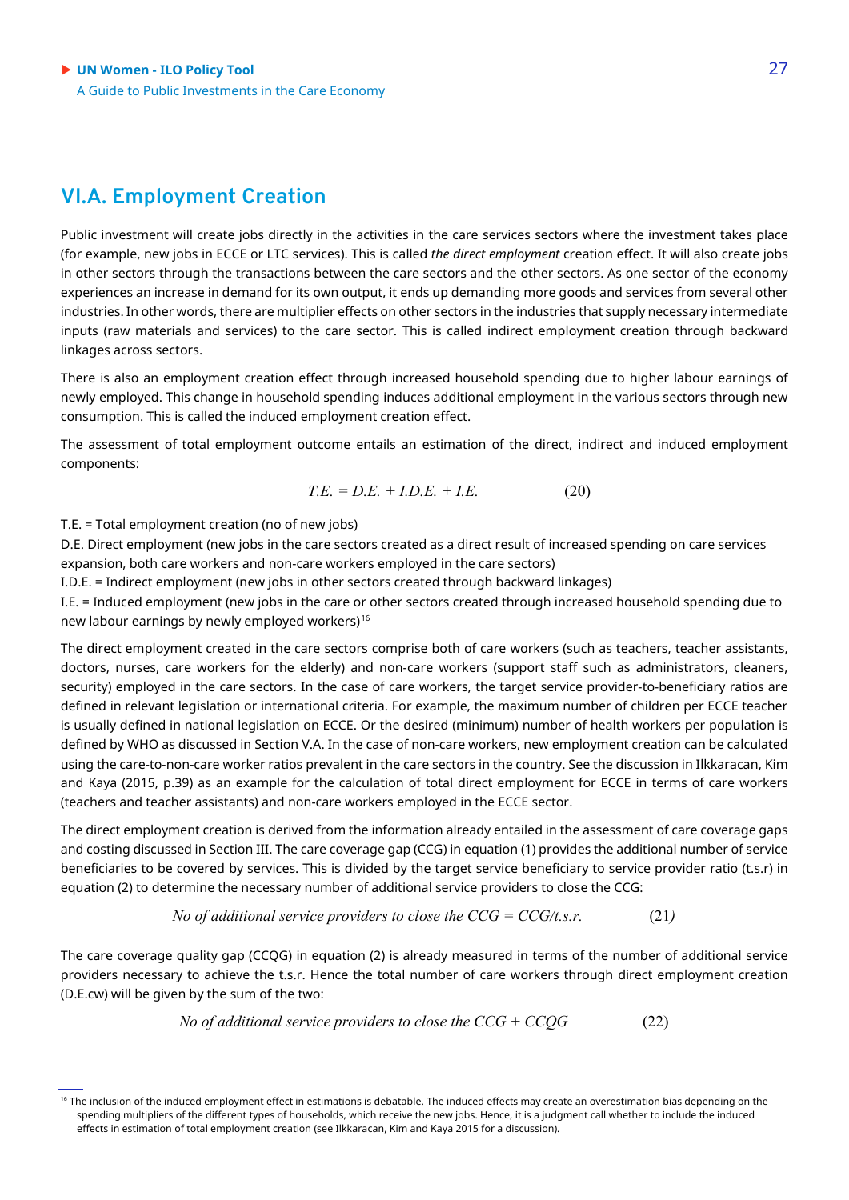## VI.A. Employment Creation

Public investment will create jobs directly in the activities in the care services sectors where the investment takes place (for example, new jobs in ECCE or LTC services). This is called *the direct employment* creation effect. It will also create jobs in other sectors through the transactions between the care sectors and the other sectors. As one sector of the economy experiences an increase in demand for its own output, it ends up demanding more goods and services from several other industries. In other words, there are multiplier effects on other sectors in the industries that supply necessary intermediate inputs (raw materials and services) to the care sector. This is called indirect employment creation through backward linkages across sectors.

There is also an employment creation effect through increased household spending due to higher labour earnings of newly employed. This change in household spending induces additional employment in the various sectors through new consumption. This is called the induced employment creation effect.

The assessment of total employment outcome entails an estimation of the direct, indirect and induced employment components:

$$T.E. = D.E. + I.D.E. + I.E. \qquad (20)$$

T.E. = Total employment creation (no of new jobs)
D.E. Direct employment (new jobs in the care sectors created as a direct result of increased spending on care services expansion, both care workers and non-care workers employed in the care sectors)
I.D.E. = Indirect employment (new jobs in other sectors created through backward linkages)
I.E. = Induced employment (new jobs in the care or other sectors created through increased household spending due to new labour earnings by newly employed workers)[16]

The direct employment created in the care sectors comprise both of care workers (such as teachers, teacher assistants, doctors, nurses, care workers for the elderly) and non-care workers (support staff such as administrators, cleaners, security) employed in the care sectors. In the case of care workers, the target service provider-to-beneficiary ratios are defined in relevant legislation or international criteria. For example, the maximum number of children per ECCE teacher is usually defined in national legislation on ECCE. Or the desired (minimum) number of health workers per population is defined by WHO as discussed in Section V.A. In the case of non-care workers, new employment creation can be calculated using the care-to-non-care worker ratios prevalent in the care sectors in the country. See the discussion in Ilkkaracan, Kim and Kaya (2015, p.39) as an example for the calculation of total direct employment for ECCE in terms of care workers (teachers and teacher assistants) and non-care workers employed in the ECCE sector.

The direct employment creation is derived from the information already entailed in the assessment of care coverage gaps and costing discussed in Section III. The care coverage gap (CCG) in equation (1) provides the additional number of service beneficiaries to be covered by services. This is divided by the target service beneficiary to service provider ratio (t.s.r) in equation (2) to determine the necessary number of additional service providers to close the CCG:

$$\textit{No of additional service providers to close the CCG} = CCG/t.s.r. \qquad (21)$$

The care coverage quality gap (CCQG) in equation (2) is already measured in terms of the number of additional service providers necessary to achieve the t.s.r. Hence the total number of care workers through direct employment creation (D.E.cw) will be given by the sum of the two:

$$\textit{No of additional service providers to close the CCG} + CCQG \qquad (22)$$

[16] The inclusion of the induced employment effect in estimations is debatable. The induced effects may create an overestimation bias depending on the spending multipliers of the different types of households, which receive the new jobs. Hence, it is a judgment call whether to include the induced effects in estimation of total employment creation (see Ilkkaracan, Kim and Kaya 2015 for a discussion).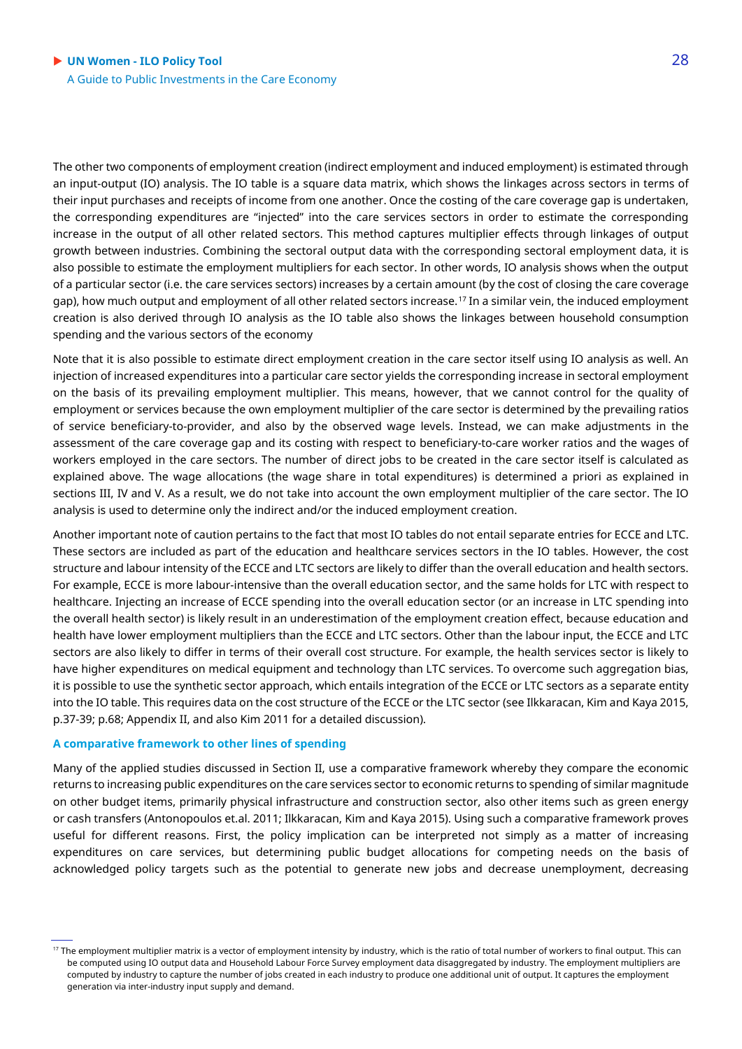The other two components of employment creation (indirect employment and induced employment) is estimated through an input-output (IO) analysis. The IO table is a square data matrix, which shows the linkages across sectors in terms of their input purchases and receipts of income from one another. Once the costing of the care coverage gap is undertaken, the corresponding expenditures are "injected" into the care services sectors in order to estimate the corresponding increase in the output of all other related sectors. This method captures multiplier effects through linkages of output growth between industries. Combining the sectoral output data with the corresponding sectoral employment data, it is also possible to estimate the employment multipliers for each sector. In other words, IO analysis shows when the output of a particular sector (i.e. the care services sectors) increases by a certain amount (by the cost of closing the care coverage gap), how much output and employment of all other related sectors increase.[17] In a similar vein, the induced employment creation is also derived through IO analysis as the IO table also shows the linkages between household consumption spending and the various sectors of the economy

Note that it is also possible to estimate direct employment creation in the care sector itself using IO analysis as well. An injection of increased expenditures into a particular care sector yields the corresponding increase in sectoral employment on the basis of its prevailing employment multiplier. This means, however, that we cannot control for the quality of employment or services because the own employment multiplier of the care sector is determined by the prevailing ratios of service beneficiary-to-provider, and also by the observed wage levels. Instead, we can make adjustments in the assessment of the care coverage gap and its costing with respect to beneficiary-to-care worker ratios and the wages of workers employed in the care sectors. The number of direct jobs to be created in the care sector itself is calculated as explained above. The wage allocations (the wage share in total expenditures) is determined a priori as explained in sections III, IV and V. As a result, we do not take into account the own employment multiplier of the care sector. The IO analysis is used to determine only the indirect and/or the induced employment creation.

Another important note of caution pertains to the fact that most IO tables do not entail separate entries for ECCE and LTC. These sectors are included as part of the education and healthcare services sectors in the IO tables. However, the cost structure and labour intensity of the ECCE and LTC sectors are likely to differ than the overall education and health sectors. For example, ECCE is more labour-intensive than the overall education sector, and the same holds for LTC with respect to healthcare. Injecting an increase of ECCE spending into the overall education sector (or an increase in LTC spending into the overall health sector) is likely result in an underestimation of the employment creation effect, because education and health have lower employment multipliers than the ECCE and LTC sectors. Other than the labour input, the ECCE and LTC sectors are also likely to differ in terms of their overall cost structure. For example, the health services sector is likely to have higher expenditures on medical equipment and technology than LTC services. To overcome such aggregation bias, it is possible to use the synthetic sector approach, which entails integration of the ECCE or LTC sectors as a separate entity into the IO table. This requires data on the cost structure of the ECCE or the LTC sector (see Ilkkaracan, Kim and Kaya 2015, p.37-39; p.68; Appendix II, and also Kim 2011 for a detailed discussion).

### A comparative framework to other lines of spending

Many of the applied studies discussed in Section II, use a comparative framework whereby they compare the economic returns to increasing public expenditures on the care services sector to economic returns to spending of similar magnitude on other budget items, primarily physical infrastructure and construction sector, also other items such as green energy or cash transfers (Antonopoulos et.al. 2011; Ilkkaracan, Kim and Kaya 2015). Using such a comparative framework proves useful for different reasons. First, the policy implication can be interpreted not simply as a matter of increasing expenditures on care services, but determining public budget allocations for competing needs on the basis of acknowledged policy targets such as the potential to generate new jobs and decrease unemployment, decreasing

---

[17] The employment multiplier matrix is a vector of employment intensity by industry, which is the ratio of total number of workers to final output. This can be computed using IO output data and Household Labour Force Survey employment data disaggregated by industry. The employment multipliers are computed by industry to capture the number of jobs created in each industry to produce one additional unit of output. It captures the employment generation via inter-industry input supply and demand.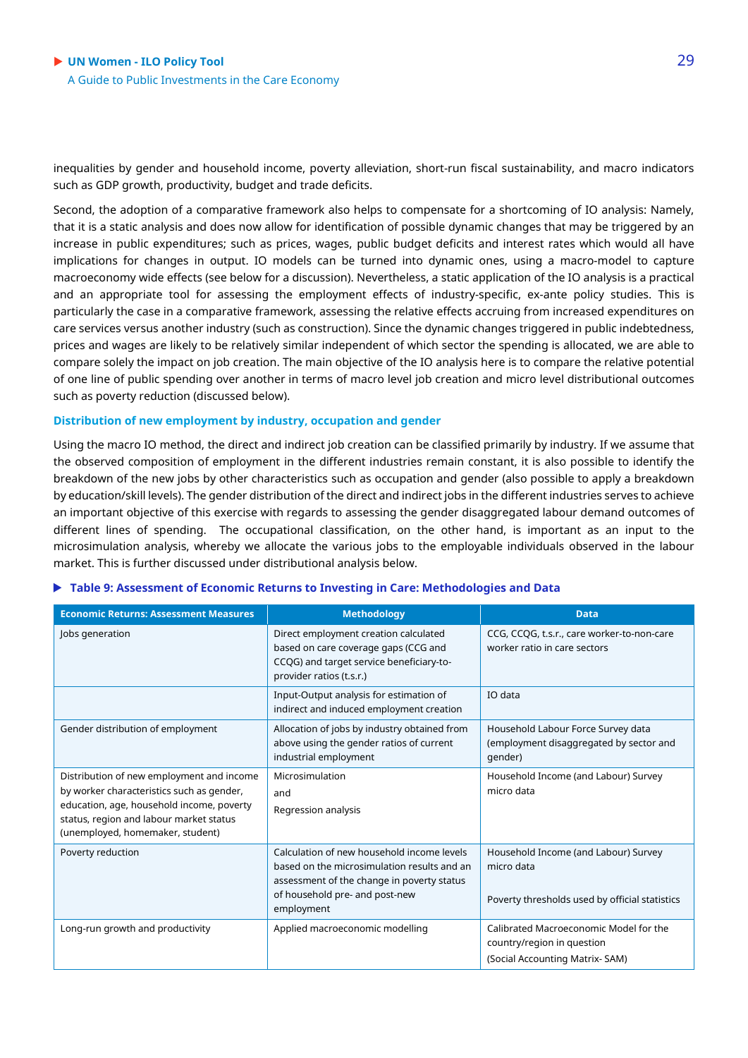inequalities by gender and household income, poverty alleviation, short-run fiscal sustainability, and macro indicators such as GDP growth, productivity, budget and trade deficits.

Second, the adoption of a comparative framework also helps to compensate for a shortcoming of IO analysis: Namely, that it is a static analysis and does now allow for identification of possible dynamic changes that may be triggered by an increase in public expenditures; such as prices, wages, public budget deficits and interest rates which would all have implications for changes in output. IO models can be turned into dynamic ones, using a macro-model to capture macroeconomy wide effects (see below for a discussion). Nevertheless, a static application of the IO analysis is a practical and an appropriate tool for assessing the employment effects of industry-specific, ex-ante policy studies. This is particularly the case in a comparative framework, assessing the relative effects accruing from increased expenditures on care services versus another industry (such as construction). Since the dynamic changes triggered in public indebtedness, prices and wages are likely to be relatively similar independent of which sector the spending is allocated, we are able to compare solely the impact on job creation. The main objective of the IO analysis here is to compare the relative potential of one line of public spending over another in terms of macro level job creation and micro level distributional outcomes such as poverty reduction (discussed below).

### Distribution of new employment by industry, occupation and gender

Using the macro IO method, the direct and indirect job creation can be classified primarily by industry. If we assume that the observed composition of employment in the different industries remain constant, it is also possible to identify the breakdown of the new jobs by other characteristics such as occupation and gender (also possible to apply a breakdown by education/skill levels). The gender distribution of the direct and indirect jobs in the different industries serves to achieve an important objective of this exercise with regards to assessing the gender disaggregated labour demand outcomes of different lines of spending. The occupational classification, on the other hand, is important as an input to the microsimulation analysis, whereby we allocate the various jobs to the employable individuals observed in the labour market. This is further discussed under distributional analysis below.

**Table 9: Assessment of Economic Returns to Investing in Care: Methodologies and Data**

| Economic Returns: Assessment Measures | Methodology | Data |
|---|---|---|
| Jobs generation | Direct employment creation calculated based on care coverage gaps (CCG and CCQG) and target service beneficiary-to-provider ratios (t.s.r.) | CCG, CCQG, t.s.r., care worker-to-non-care worker ratio in care sectors |
| | Input-Output analysis for estimation of indirect and induced employment creation | IO data |
| Gender distribution of employment | Allocation of jobs by industry obtained from above using the gender ratios of current industrial employment | Household Labour Force Survey data (employment disaggregated by sector and gender) |
| Distribution of new employment and income by worker characteristics such as gender, education, age, household income, poverty status, region and labour market status (unemployed, homemaker, student) | Microsimulation<br><br>and<br><br>Regression analysis | Household Income (and Labour) Survey micro data |
| Poverty reduction | Calculation of new household income levels based on the microsimulation results and an assessment of the change in poverty status of household pre- and post-new employment | Household Income (and Labour) Survey micro data<br><br>Poverty thresholds used by official statistics |
| Long-run growth and productivity | Applied macroeconomic modelling | Calibrated Macroeconomic Model for the country/region in question<br><br>(Social Accounting Matrix- SAM) |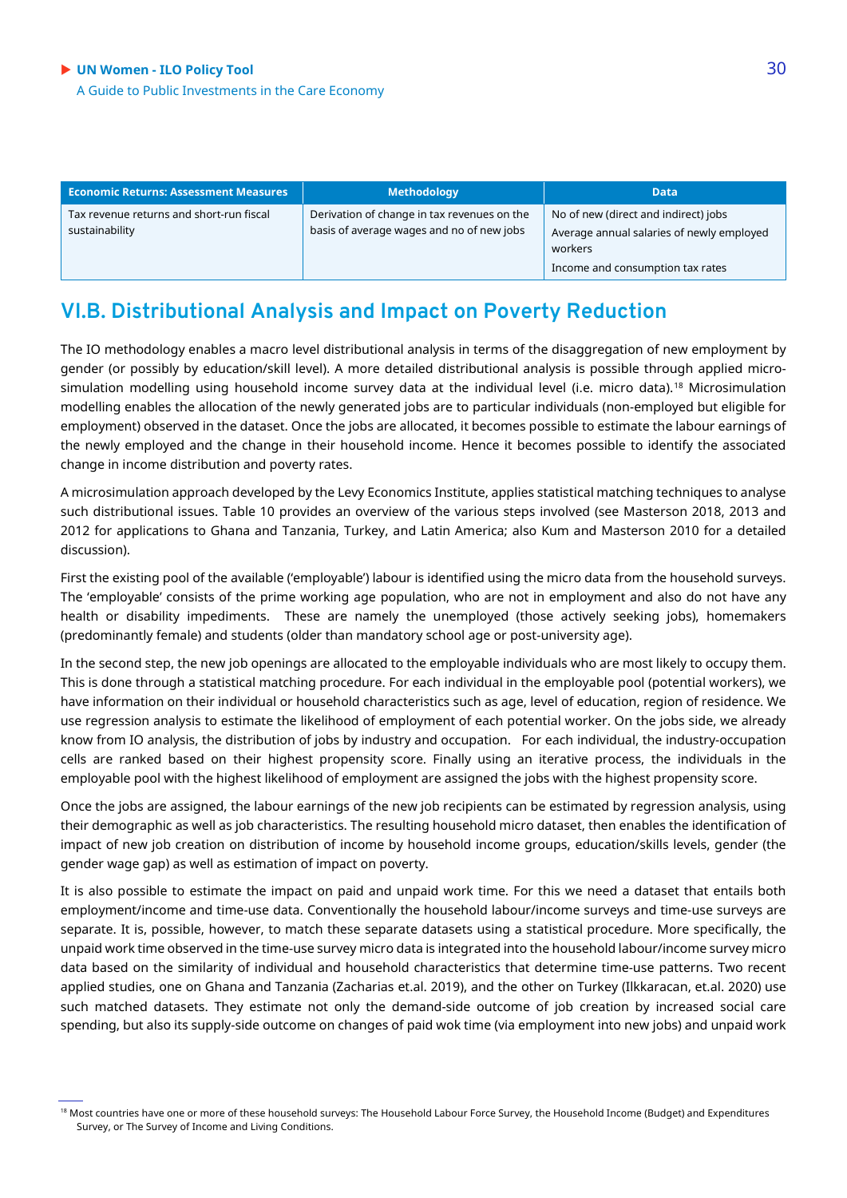| Economic Returns: Assessment Measures | Methodology | Data |
|---|---|---|
| Tax revenue returns and short-run fiscal sustainability | Derivation of change in tax revenues on the basis of average wages and no of new jobs | No of new (direct and indirect) jobs<br>Average annual salaries of newly employed workers<br>Income and consumption tax rates |

## VI.B. Distributional Analysis and Impact on Poverty Reduction

The IO methodology enables a macro level distributional analysis in terms of the disaggregation of new employment by gender (or possibly by education/skill level). A more detailed distributional analysis is possible through applied micro-simulation modelling using household income survey data at the individual level (i.e. micro data).[18] Microsimulation modelling enables the allocation of the newly generated jobs are to particular individuals (non-employed but eligible for employment) observed in the dataset. Once the jobs are allocated, it becomes possible to estimate the labour earnings of the newly employed and the change in their household income. Hence it becomes possible to identify the associated change in income distribution and poverty rates.

A microsimulation approach developed by the Levy Economics Institute, applies statistical matching techniques to analyse such distributional issues. Table 10 provides an overview of the various steps involved (see Masterson 2018, 2013 and 2012 for applications to Ghana and Tanzania, Turkey, and Latin America; also Kum and Masterson 2010 for a detailed discussion).

First the existing pool of the available ('employable') labour is identified using the micro data from the household surveys. The 'employable' consists of the prime working age population, who are not in employment and also do not have any health or disability impediments. These are namely the unemployed (those actively seeking jobs), homemakers (predominantly female) and students (older than mandatory school age or post-university age).

In the second step, the new job openings are allocated to the employable individuals who are most likely to occupy them. This is done through a statistical matching procedure. For each individual in the employable pool (potential workers), we have information on their individual or household characteristics such as age, level of education, region of residence. We use regression analysis to estimate the likelihood of employment of each potential worker. On the jobs side, we already know from IO analysis, the distribution of jobs by industry and occupation. For each individual, the industry-occupation cells are ranked based on their highest propensity score. Finally using an iterative process, the individuals in the employable pool with the highest likelihood of employment are assigned the jobs with the highest propensity score.

Once the jobs are assigned, the labour earnings of the new job recipients can be estimated by regression analysis, using their demographic as well as job characteristics. The resulting household micro dataset, then enables the identification of impact of new job creation on distribution of income by household income groups, education/skills levels, gender (the gender wage gap) as well as estimation of impact on poverty.

It is also possible to estimate the impact on paid and unpaid work time. For this we need a dataset that entails both employment/income and time-use data. Conventionally the household labour/income surveys and time-use surveys are separate. It is, possible, however, to match these separate datasets using a statistical procedure. More specifically, the unpaid work time observed in the time-use survey micro data is integrated into the household labour/income survey micro data based on the similarity of individual and household characteristics that determine time-use patterns. Two recent applied studies, one on Ghana and Tanzania (Zacharias et.al. 2019), and the other on Turkey (Ilkkaracan, et.al. 2020) use such matched datasets. They estimate not only the demand-side outcome of job creation by increased social care spending, but also its supply-side outcome on changes of paid wok time (via employment into new jobs) and unpaid work

[18] Most countries have one or more of these household surveys: The Household Labour Force Survey, the Household Income (Budget) and Expenditures Survey, or The Survey of Income and Living Conditions.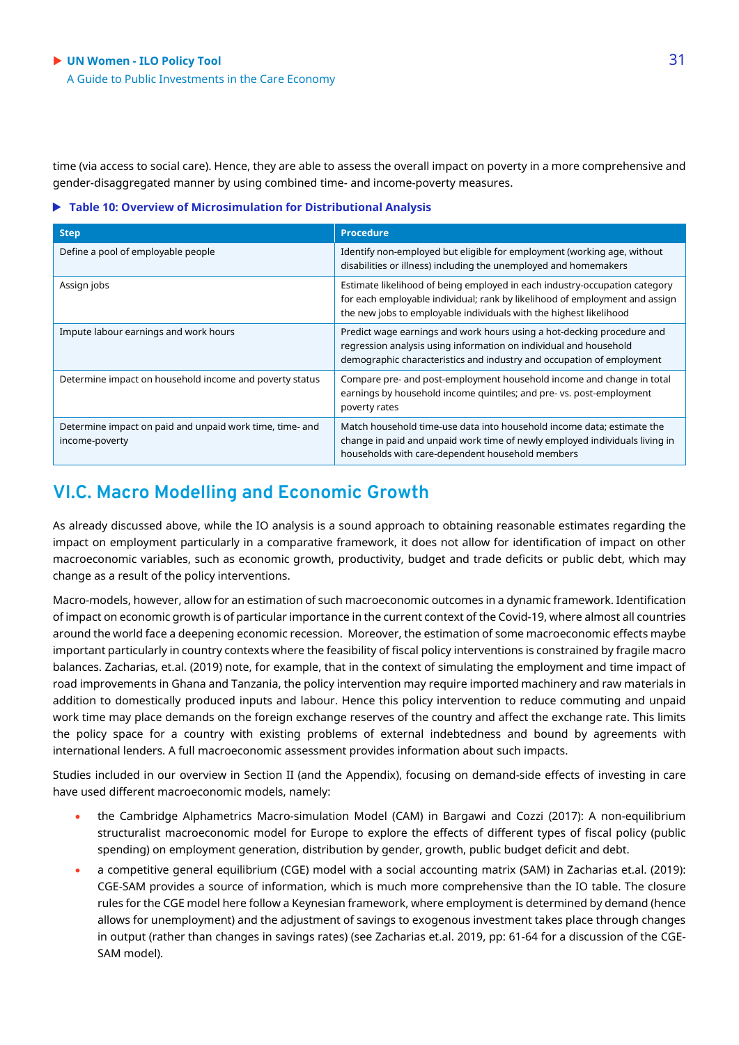time (via access to social care). Hence, they are able to assess the overall impact on poverty in a more comprehensive and gender-disaggregated manner by using combined time- and income-poverty measures.

**Table 10: Overview of Microsimulation for Distributional Analysis**

| Step | Procedure |
|---|---|
| Define a pool of employable people | Identify non-employed but eligible for employment (working age, without disabilities or illness) including the unemployed and homemakers |
| Assign jobs | Estimate likelihood of being employed in each industry-occupation category for each employable individual; rank by likelihood of employment and assign the new jobs to employable individuals with the highest likelihood |
| Impute labour earnings and work hours | Predict wage earnings and work hours using a hot-decking procedure and regression analysis using information on individual and household demographic characteristics and industry and occupation of employment |
| Determine impact on household income and poverty status | Compare pre- and post-employment household income and change in total earnings by household income quintiles; and pre- vs. post-employment poverty rates |
| Determine impact on paid and unpaid work time, time- and income-poverty | Match household time-use data into household income data; estimate the change in paid and unpaid work time of newly employed individuals living in households with care-dependent household members |

## VI.C. Macro Modelling and Economic Growth

As already discussed above, while the IO analysis is a sound approach to obtaining reasonable estimates regarding the impact on employment particularly in a comparative framework, it does not allow for identification of impact on other macroeconomic variables, such as economic growth, productivity, budget and trade deficits or public debt, which may change as a result of the policy interventions.

Macro-models, however, allow for an estimation of such macroeconomic outcomes in a dynamic framework. Identification of impact on economic growth is of particular importance in the current context of the Covid-19, where almost all countries around the world face a deepening economic recession. Moreover, the estimation of some macroeconomic effects maybe important particularly in country contexts where the feasibility of fiscal policy interventions is constrained by fragile macro balances. Zacharias, et.al. (2019) note, for example, that in the context of simulating the employment and time impact of road improvements in Ghana and Tanzania, the policy intervention may require imported machinery and raw materials in addition to domestically produced inputs and labour. Hence this policy intervention to reduce commuting and unpaid work time may place demands on the foreign exchange reserves of the country and affect the exchange rate. This limits the policy space for a country with existing problems of external indebtedness and bound by agreements with international lenders. A full macroeconomic assessment provides information about such impacts.

Studies included in our overview in Section II (and the Appendix), focusing on demand-side effects of investing in care have used different macroeconomic models, namely:

- the Cambridge Alphametrics Macro-simulation Model (CAM) in Bargawi and Cozzi (2017): A non-equilibrium structuralist macroeconomic model for Europe to explore the effects of different types of fiscal policy (public spending) on employment generation, distribution by gender, growth, public budget deficit and debt.
- a competitive general equilibrium (CGE) model with a social accounting matrix (SAM) in Zacharias et.al. (2019): CGE-SAM provides a source of information, which is much more comprehensive than the IO table. The closure rules for the CGE model here follow a Keynesian framework, where employment is determined by demand (hence allows for unemployment) and the adjustment of savings to exogenous investment takes place through changes in output (rather than changes in savings rates) (see Zacharias et.al. 2019, pp: 61-64 for a discussion of the CGE-SAM model).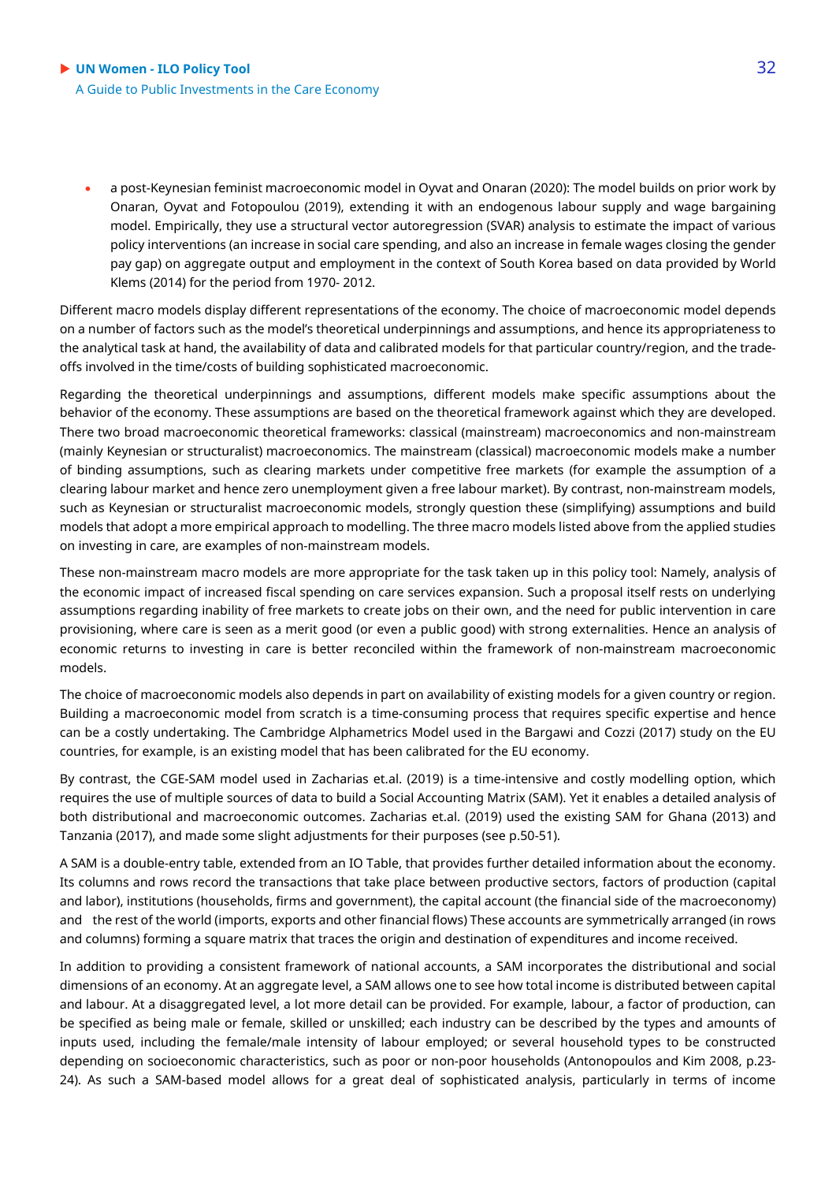- a post-Keynesian feminist macroeconomic model in Oyvat and Onaran (2020): The model builds on prior work by Onaran, Oyvat and Fotopoulou (2019), extending it with an endogenous labour supply and wage bargaining model. Empirically, they use a structural vector autoregression (SVAR) analysis to estimate the impact of various policy interventions (an increase in social care spending, and also an increase in female wages closing the gender pay gap) on aggregate output and employment in the context of South Korea based on data provided by World Klems (2014) for the period from 1970- 2012.

Different macro models display different representations of the economy. The choice of macroeconomic model depends on a number of factors such as the model's theoretical underpinnings and assumptions, and hence its appropriateness to the analytical task at hand, the availability of data and calibrated models for that particular country/region, and the trade-offs involved in the time/costs of building sophisticated macroeconomic.

Regarding the theoretical underpinnings and assumptions, different models make specific assumptions about the behavior of the economy. These assumptions are based on the theoretical framework against which they are developed. There two broad macroeconomic theoretical frameworks: classical (mainstream) macroeconomics and non-mainstream (mainly Keynesian or structuralist) macroeconomics. The mainstream (classical) macroeconomic models make a number of binding assumptions, such as clearing markets under competitive free markets (for example the assumption of a clearing labour market and hence zero unemployment given a free labour market). By contrast, non-mainstream models, such as Keynesian or structuralist macroeconomic models, strongly question these (simplifying) assumptions and build models that adopt a more empirical approach to modelling. The three macro models listed above from the applied studies on investing in care, are examples of non-mainstream models.

These non-mainstream macro models are more appropriate for the task taken up in this policy tool: Namely, analysis of the economic impact of increased fiscal spending on care services expansion. Such a proposal itself rests on underlying assumptions regarding inability of free markets to create jobs on their own, and the need for public intervention in care provisioning, where care is seen as a merit good (or even a public good) with strong externalities. Hence an analysis of economic returns to investing in care is better reconciled within the framework of non-mainstream macroeconomic models.

The choice of macroeconomic models also depends in part on availability of existing models for a given country or region. Building a macroeconomic model from scratch is a time-consuming process that requires specific expertise and hence can be a costly undertaking. The Cambridge Alphametrics Model used in the Bargawi and Cozzi (2017) study on the EU countries, for example, is an existing model that has been calibrated for the EU economy.

By contrast, the CGE-SAM model used in Zacharias et.al. (2019) is a time-intensive and costly modelling option, which requires the use of multiple sources of data to build a Social Accounting Matrix (SAM). Yet it enables a detailed analysis of both distributional and macroeconomic outcomes. Zacharias et.al. (2019) used the existing SAM for Ghana (2013) and Tanzania (2017), and made some slight adjustments for their purposes (see p.50-51).

A SAM is a double-entry table, extended from an IO Table, that provides further detailed information about the economy. Its columns and rows record the transactions that take place between productive sectors, factors of production (capital and labor), institutions (households, firms and government), the capital account (the financial side of the macroeconomy) and the rest of the world (imports, exports and other financial flows) These accounts are symmetrically arranged (in rows and columns) forming a square matrix that traces the origin and destination of expenditures and income received.

In addition to providing a consistent framework of national accounts, a SAM incorporates the distributional and social dimensions of an economy. At an aggregate level, a SAM allows one to see how total income is distributed between capital and labour. At a disaggregated level, a lot more detail can be provided. For example, labour, a factor of production, can be specified as being male or female, skilled or unskilled; each industry can be described by the types and amounts of inputs used, including the female/male intensity of labour employed; or several household types to be constructed depending on socioeconomic characteristics, such as poor or non-poor households (Antonopoulos and Kim 2008, p.23-24). As such a SAM-based model allows for a great deal of sophisticated analysis, particularly in terms of income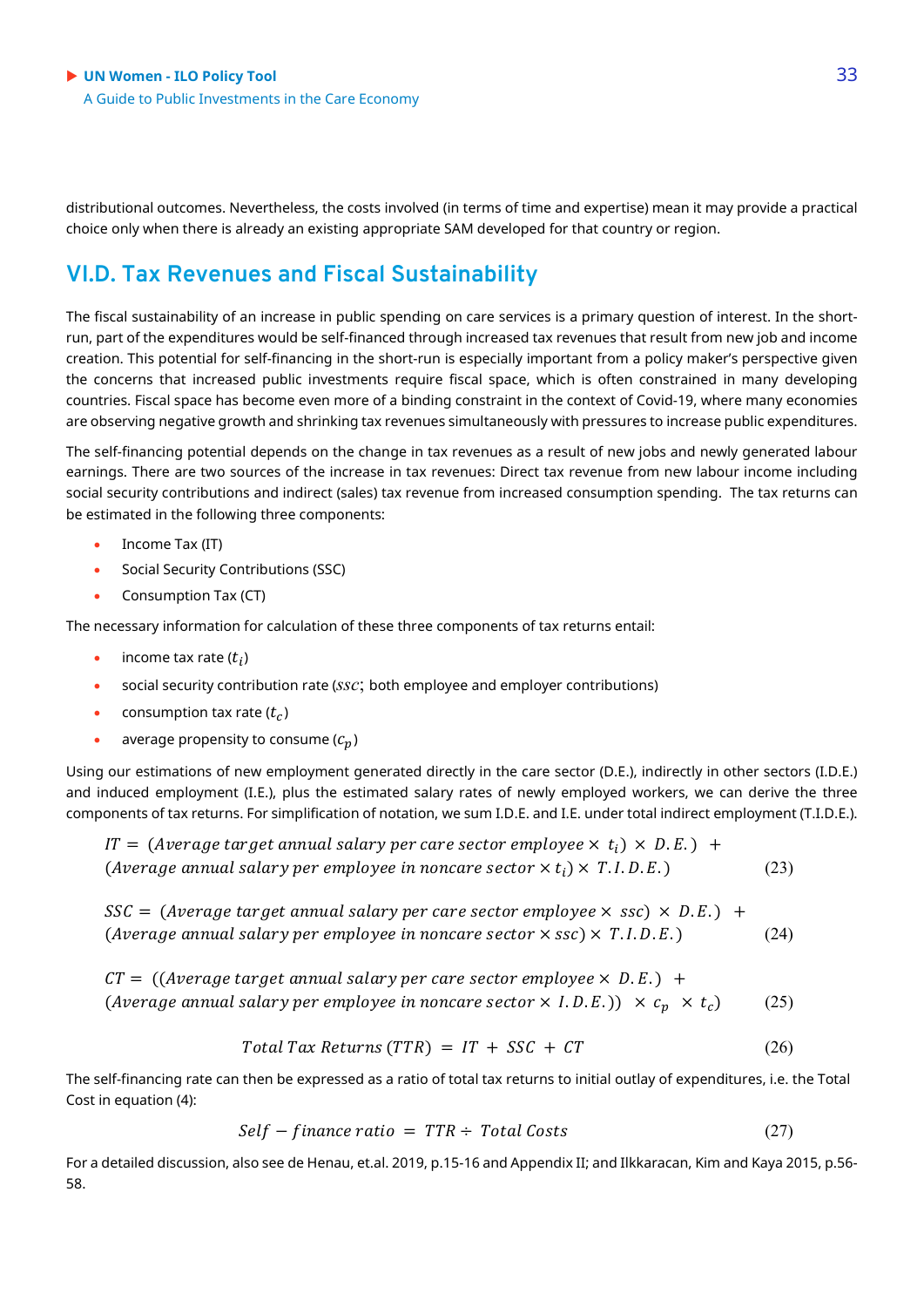distributional outcomes. Nevertheless, the costs involved (in terms of time and expertise) mean it may provide a practical choice only when there is already an existing appropriate SAM developed for that country or region.

## VI.D. Tax Revenues and Fiscal Sustainability

The fiscal sustainability of an increase in public spending on care services is a primary question of interest. In the short-run, part of the expenditures would be self-financed through increased tax revenues that result from new job and income creation. This potential for self-financing in the short-run is especially important from a policy maker's perspective given the concerns that increased public investments require fiscal space, which is often constrained in many developing countries. Fiscal space has become even more of a binding constraint in the context of Covid-19, where many economies are observing negative growth and shrinking tax revenues simultaneously with pressures to increase public expenditures.

The self-financing potential depends on the change in tax revenues as a result of new jobs and newly generated labour earnings. There are two sources of the increase in tax revenues: Direct tax revenue from new labour income including social security contributions and indirect (sales) tax revenue from increased consumption spending. The tax returns can be estimated in the following three components:

- Income Tax (IT)
- Social Security Contributions (SSC)
- Consumption Tax (CT)

The necessary information for calculation of these three components of tax returns entail:

- income tax rate ($t_i$)
- social security contribution rate ($ssc$; both employee and employer contributions)
- consumption tax rate ($t_c$)
- average propensity to consume ($c_p$)

Using our estimations of new employment generated directly in the care sector (D.E.), indirectly in other sectors (I.D.E.) and induced employment (I.E.), plus the estimated salary rates of newly employed workers, we can derive the three components of tax returns. For simplification of notation, we sum I.D.E. and I.E. under total indirect employment (T.I.D.E.).

$$IT = (Average\ target\ annual\ salary\ per\ care\ sector\ employee \times t_i) \times D.E.) + (Average\ annual\ salary\ per\ employee\ in\ noncare\ sector \times t_i) \times T.I.D.E.) \tag{23}$$

$$SSC = (Average\ target\ annual\ salary\ per\ care\ sector\ employee \times ssc) \times D.E.) + (Average\ annual\ salary\ per\ employee\ in\ noncare\ sector \times ssc) \times T.I.D.E.) \tag{24}$$

$$CT = ((Average\ target\ annual\ salary\ per\ care\ sector\ employee \times D.E.) + (Average\ annual\ salary\ per\ employee\ in\ noncare\ sector \times I.D.E.)) \times c_p \times t_c) \tag{25}$$

$$Total\ Tax\ Returns\ (TTR) = IT + SSC + CT \tag{26}$$

The self-financing rate can then be expressed as a ratio of total tax returns to initial outlay of expenditures, i.e. the Total Cost in equation (4):

$$Self - finance\ ratio = TTR \div Total\ Costs \tag{27}$$

For a detailed discussion, also see de Henau, et.al. 2019, p.15-16 and Appendix II; and Ilkkaracan, Kim and Kaya 2015, p.56-58.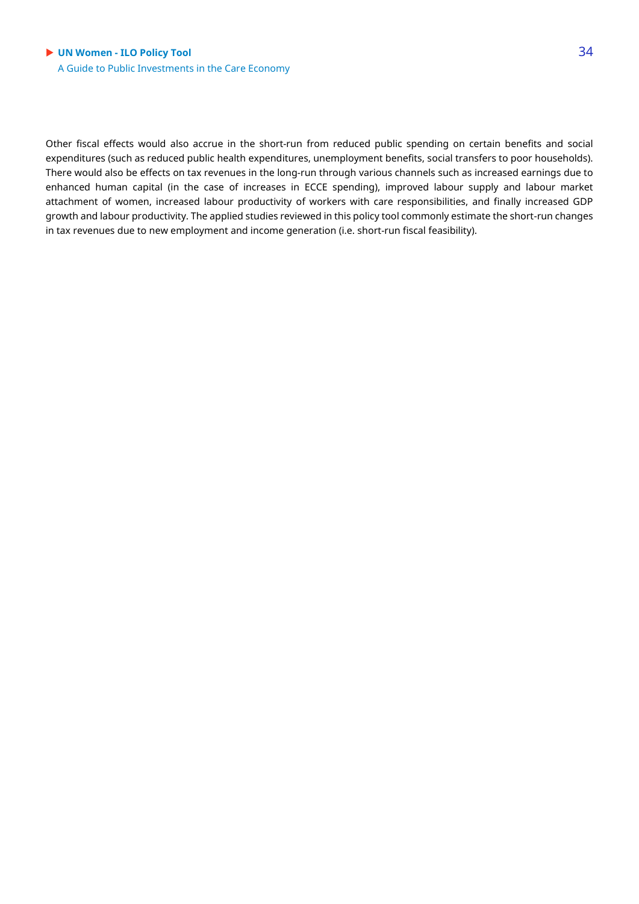Other fiscal effects would also accrue in the short-run from reduced public spending on certain benefits and social expenditures (such as reduced public health expenditures, unemployment benefits, social transfers to poor households). There would also be effects on tax revenues in the long-run through various channels such as increased earnings due to enhanced human capital (in the case of increases in ECCE spending), improved labour supply and labour market attachment of women, increased labour productivity of workers with care responsibilities, and finally increased GDP growth and labour productivity. The applied studies reviewed in this policy tool commonly estimate the short-run changes in tax revenues due to new employment and income generation (i.e. short-run fiscal feasibility).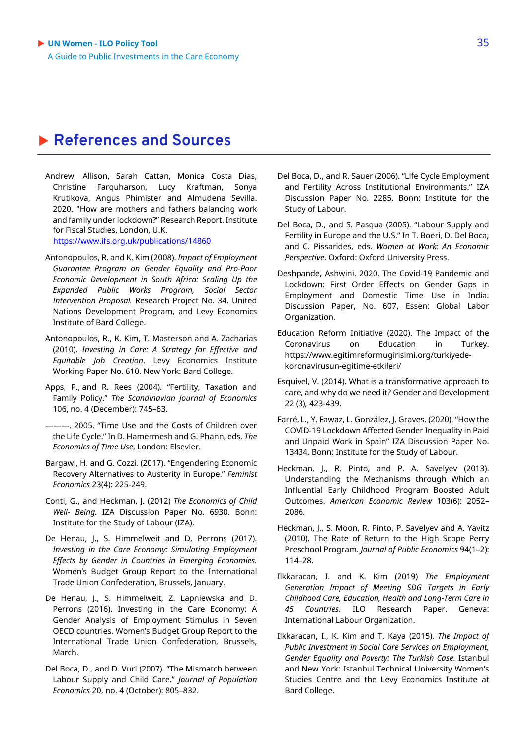# References and Sources

Andrew, Allison, Sarah Cattan, Monica Costa Dias, Christine Farquharson, Lucy Kraftman, Sonya Krutikova, Angus Phimister and Almudena Sevilla. 2020. "How are mothers and fathers balancing work and family under lockdown?" Research Report. Institute for Fiscal Studies, London, U.K. https://www.ifs.org.uk/publications/14860

Antonopoulos, R. and K. Kim (2008). *Impact of Employment Guarantee Program on Gender Equality and Pro-Poor Economic Development in South Africa: Scaling Up the Expanded Public Works Program, Social Sector Intervention Proposal.* Research Project No. 34. United Nations Development Program, and Levy Economics Institute of Bard College.

Antonopoulos, R., K. Kim, T. Masterson and A. Zacharias (2010). *Investing in Care: A Strategy for Effective and Equitable Job Creation*. Levy Economics Institute Working Paper No. 610. New York: Bard College.

Apps, P., and R. Rees (2004). "Fertility, Taxation and Family Policy." *The Scandinavian Journal of Economics* 106, no. 4 (December): 745–63.

———. 2005. "Time Use and the Costs of Children over the Life Cycle." In D. Hamermesh and G. Phann, eds. *The Economics of Time Use*, London: Elsevier.

Bargawi, H. and G. Cozzi. (2017). "Engendering Economic Recovery Alternatives to Austerity in Europe." *Feminist Economics* 23(4): 225-249.

Conti, G., and Heckman, J. (2012) *The Economics of Child Well- Being*. IZA Discussion Paper No. 6930. Bonn: Institute for the Study of Labour (IZA).

De Henau, J., S. Himmelweit and D. Perrons (2017). *Investing in the Care Economy: Simulating Employment Effects by Gender in Countries in Emerging Economies.* Women's Budget Group Report to the International Trade Union Confederation, Brussels, January.

De Henau, J., S. Himmelweit, Z. Lapniewska and D. Perrons (2016). Investing in the Care Economy: A Gender Analysis of Employment Stimulus in Seven OECD countries. Women's Budget Group Report to the International Trade Union Confederation, Brussels, March.

Del Boca, D., and D. Vuri (2007). "The Mismatch between Labour Supply and Child Care." *Journal of Population Economics* 20, no. 4 (October): 805–832.

Del Boca, D., and R. Sauer (2006). "Life Cycle Employment and Fertility Across Institutional Environments." IZA Discussion Paper No. 2285. Bonn: Institute for the Study of Labour.

Del Boca, D., and S. Pasqua (2005). "Labour Supply and Fertility in Europe and the U.S." In T. Boeri, D. Del Boca, and C. Pissarides, eds. *Women at Work: An Economic Perspective*. Oxford: Oxford University Press.

Deshpande, Ashwini. 2020. The Covid-19 Pandemic and Lockdown: First Order Effects on Gender Gaps in Employment and Domestic Time Use in India. Discussion Paper, No. 607, Essen: Global Labor Organization.

Education Reform Initiative (2020). The Impact of the Coronavirus on Education in Turkey. https://www.egitimreformugirisimi.org/turkiyede-koronavirusun-egitime-etkileri/

Esquivel, V. (2014). What is a transformative approach to care, and why do we need it? Gender and Development 22 (3), 423-439.

Farré, L., Y. Fawaz, L. González, J. Graves. (2020). "How the COVID-19 Lockdown Affected Gender Inequality in Paid and Unpaid Work in Spain" IZA Discussion Paper No. 13434. Bonn: Institute for the Study of Labour.

Heckman, J., R. Pinto, and P. A. Savelyev (2013). Understanding the Mechanisms through Which an Influential Early Childhood Program Boosted Adult Outcomes. *American Economic Review* 103(6): 2052–2086.

Heckman, J., S. Moon, R. Pinto, P. Savelyev and A. Yavitz (2010). The Rate of Return to the High Scope Perry Preschool Program. *Journal of Public Economics* 94(1–2): 114–28.

Ilkkaracan, I. and K. Kim (2019) *The Employment Generation Impact of Meeting SDG Targets in Early Childhood Care, Education, Health and Long-Term Care in 45 Countries*. ILO Research Paper. Geneva: International Labour Organization.

Ilkkaracan, I., K. Kim and T. Kaya (2015). *The Impact of Public Investment in Social Care Services on Employment, Gender Equality and Poverty: The Turkish Case.* Istanbul and New York: Istanbul Technical University Women's Studies Centre and the Levy Economics Institute at Bard College.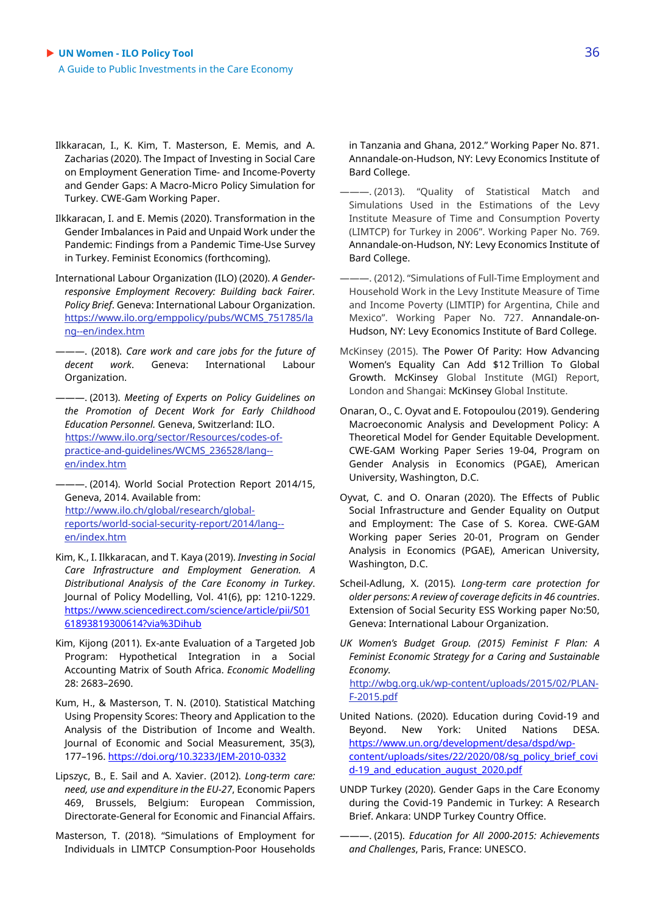Ilkkaracan, I., K. Kim, T. Masterson, E. Memis, and A. Zacharias (2020). The Impact of Investing in Social Care on Employment Generation Time- and Income-Poverty and Gender Gaps: A Macro-Micro Policy Simulation for Turkey. CWE-Gam Working Paper.

Ilkkaracan, I. and E. Memis (2020). Transformation in the Gender Imbalances in Paid and Unpaid Work under the Pandemic: Findings from a Pandemic Time-Use Survey in Turkey. Feminist Economics (forthcoming).

International Labour Organization (ILO) (2020). *A Gender-responsive Employment Recovery: Building back Fairer. Policy Brief*. Geneva: International Labour Organization. https://www.ilo.org/emppolicy/pubs/WCMS_751785/lang--en/index.htm

———. (2018). *Care work and care jobs for the future of decent work*. Geneva: International Labour Organization.

———. (2013). *Meeting of Experts on Policy Guidelines on the Promotion of Decent Work for Early Childhood Education Personnel.* Geneva, Switzerland: ILO. https://www.ilo.org/sector/Resources/codes-of-practice-and-guidelines/WCMS_236528/lang--en/index.htm

———. (2014). World Social Protection Report 2014/15, Geneva, 2014. Available from: http://www.ilo.ch/global/research/global-reports/world-social-security-report/2014/lang--en/index.htm

Kim, K., I. Ilkkaracan, and T. Kaya (2019). *Investing in Social Care Infrastructure and Employment Generation. A Distributional Analysis of the Care Economy in Turkey*. Journal of Policy Modelling, Vol. 41(6), pp: 1210-1229. https://www.sciencedirect.com/science/article/pii/S0161893819300614?via%3Dihub

Kim, Kijong (2011). Ex-ante Evaluation of a Targeted Job Program: Hypothetical Integration in a Social Accounting Matrix of South Africa. *Economic Modelling* 28: 2683–2690.

Kum, H., & Masterson, T. N. (2010). Statistical Matching Using Propensity Scores: Theory and Application to the Analysis of the Distribution of Income and Wealth. Journal of Economic and Social Measurement, 35(3), 177–196. https://doi.org/10.3233/JEM-2010-0332

Lipszyc, B., E. Sail and A. Xavier. (2012). *Long-term care: need, use and expenditure in the EU-27*, Economic Papers 469, Brussels, Belgium: European Commission, Directorate-General for Economic and Financial Affairs.

Masterson, T. (2018). "Simulations of Employment for Individuals in LIMTCP Consumption-Poor Households in Tanzania and Ghana, 2012." Working Paper No. 871. Annandale-on-Hudson, NY: Levy Economics Institute of Bard College.

———. (2013). "Quality of Statistical Match and Simulations Used in the Estimations of the Levy Institute Measure of Time and Consumption Poverty (LIMTCP) for Turkey in 2006". Working Paper No. 769. Annandale-on-Hudson, NY: Levy Economics Institute of Bard College.

———. (2012). "Simulations of Full-Time Employment and Household Work in the Levy Institute Measure of Time and Income Poverty (LIMTIP) for Argentina, Chile and Mexico". Working Paper No. 727. Annandale-on-Hudson, NY: Levy Economics Institute of Bard College.

McKinsey (2015). The Power Of Parity: How Advancing Women's Equality Can Add $12 Trillion To Global Growth. McKinsey Global Institute (MGI) Report, London and Shangai: McKinsey Global Institute.

Onaran, O., C. Oyvat and E. Fotopoulou (2019). Gendering Macroeconomic Analysis and Development Policy: A Theoretical Model for Gender Equitable Development. CWE-GAM Working Paper Series 19-04, Program on Gender Analysis in Economics (PGAE), American University, Washington, D.C.

Oyvat, C. and O. Onaran (2020). The Effects of Public Social Infrastructure and Gender Equality on Output and Employment: The Case of S. Korea. CWE-GAM Working paper Series 20-01, Program on Gender Analysis in Economics (PGAE), American University, Washington, D.C.

Scheil-Adlung, X. (2015). *Long-term care protection for older persons: A review of coverage deficits in 46 countries*. Extension of Social Security ESS Working paper No:50, Geneva: International Labour Organization.

*UK Women's Budget Group. (2015) Feminist F Plan: A Feminist Economic Strategy for a Caring and Sustainable Economy.* http://wbg.org.uk/wp-content/uploads/2015/02/PLAN-F-2015.pdf

United Nations. (2020). Education during Covid-19 and Beyond. New York: United Nations DESA. https://www.un.org/development/desa/dspd/wp-content/uploads/sites/22/2020/08/sg_policy_brief_covid-19_and_education_august_2020.pdf

UNDP Turkey (2020). Gender Gaps in the Care Economy during the Covid-19 Pandemic in Turkey: A Research Brief. Ankara: UNDP Turkey Country Office.

———. (2015). *Education for All 2000-2015: Achievements and Challenges*, Paris, France: UNESCO.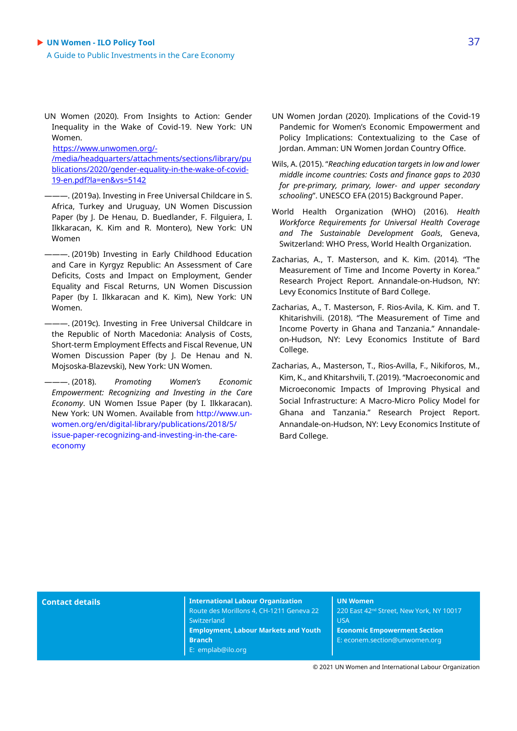UN Women (2020). From Insights to Action: Gender Inequality in the Wake of Covid-19. New York: UN Women. [https://www.unwomen.org/-/media/headquarters/attachments/sections/library/publications/2020/gender-equality-in-the-wake-of-covid-19-en.pdf?la=en&vs=5142](https://www.unwomen.org/-/media/headquarters/attachments/sections/library/publications/2020/gender-equality-in-the-wake-of-covid-19-en.pdf?la=en&vs=5142)

———. (2019a). Investing in Free Universal Childcare in S. Africa, Turkey and Uruguay, UN Women Discussion Paper (by J. De Henau, D. Buedlander, F. Filguiera, I. Ilkkaracan, K. Kim and R. Montero), New York: UN Women

———. (2019b) Investing in Early Childhood Education and Care in Kyrgyz Republic: An Assessment of Care Deficits, Costs and Impact on Employment, Gender Equality and Fiscal Returns, UN Women Discussion Paper (by I. Ilkkaracan and K. Kim), New York: UN Women.

———. (2019c). Investing in Free Universal Childcare in the Republic of North Macedonia: Analysis of Costs, Short-term Employment Effects and Fiscal Revenue, UN Women Discussion Paper (by J. De Henau and N. Mojsoska-Blazevski), New York: UN Women.

———. (2018). *Promoting Women's Economic Empowerment: Recognizing and Investing in the Care Economy*. UN Women Issue Paper (by I. Ilkkaracan). New York: UN Women. Available from http://www.un-women.org/en/digital-library/publications/2018/5/issue-paper-recognizing-and-investing-in-the-care-economy

UN Women Jordan (2020). Implications of the Covid-19 Pandemic for Women's Economic Empowerment and Policy Implications: Contextualizing to the Case of Jordan. Amman: UN Women Jordan Country Office.

Wils, A. (2015). "*Reaching education targets in low and lower middle income countries: Costs and finance gaps to 2030 for pre-primary, primary, lower- and upper secondary schooling*". UNESCO EFA (2015) Background Paper.

World Health Organization (WHO) (2016). *Health Workforce Requirements for Universal Health Coverage and The Sustainable Development Goals*, Geneva, Switzerland: WHO Press, World Health Organization.

Zacharias, A., T. Masterson, and K. Kim. (2014). "The Measurement of Time and Income Poverty in Korea." Research Project Report. Annandale-on-Hudson, NY: Levy Economics Institute of Bard College.

Zacharias, A., T. Masterson, F. Rios-Avila, K. Kim. and T. Khitarishvili. (2018). "The Measurement of Time and Income Poverty in Ghana and Tanzania." Annandale-on-Hudson, NY: Levy Economics Institute of Bard College.

Zacharias, A., Masterson, T., Rios-Avilla, F., Nikiforos, M., Kim, K., and Khitarshvili, T. (2019). "Macroeconomic and Microeconomic Impacts of Improving Physical and Social Infrastructure: A Macro-Micro Policy Model for Ghana and Tanzania." Research Project Report. Annandale-on-Hudson, NY: Levy Economics Institute of Bard College.

**Contact details**

**International Labour Organization**
Route des Morillons 4, CH-1211 Geneva 22
Switzerland
**Employment, Labour Markets and Youth Branch**
E: emplab@ilo.org

**UN Women**
220 East 42nd Street, New York, NY 10017
USA
**Economic Empowerment Section**
E: econem.section@unwomen.org

© 2021 UN Women and International Labour Organization